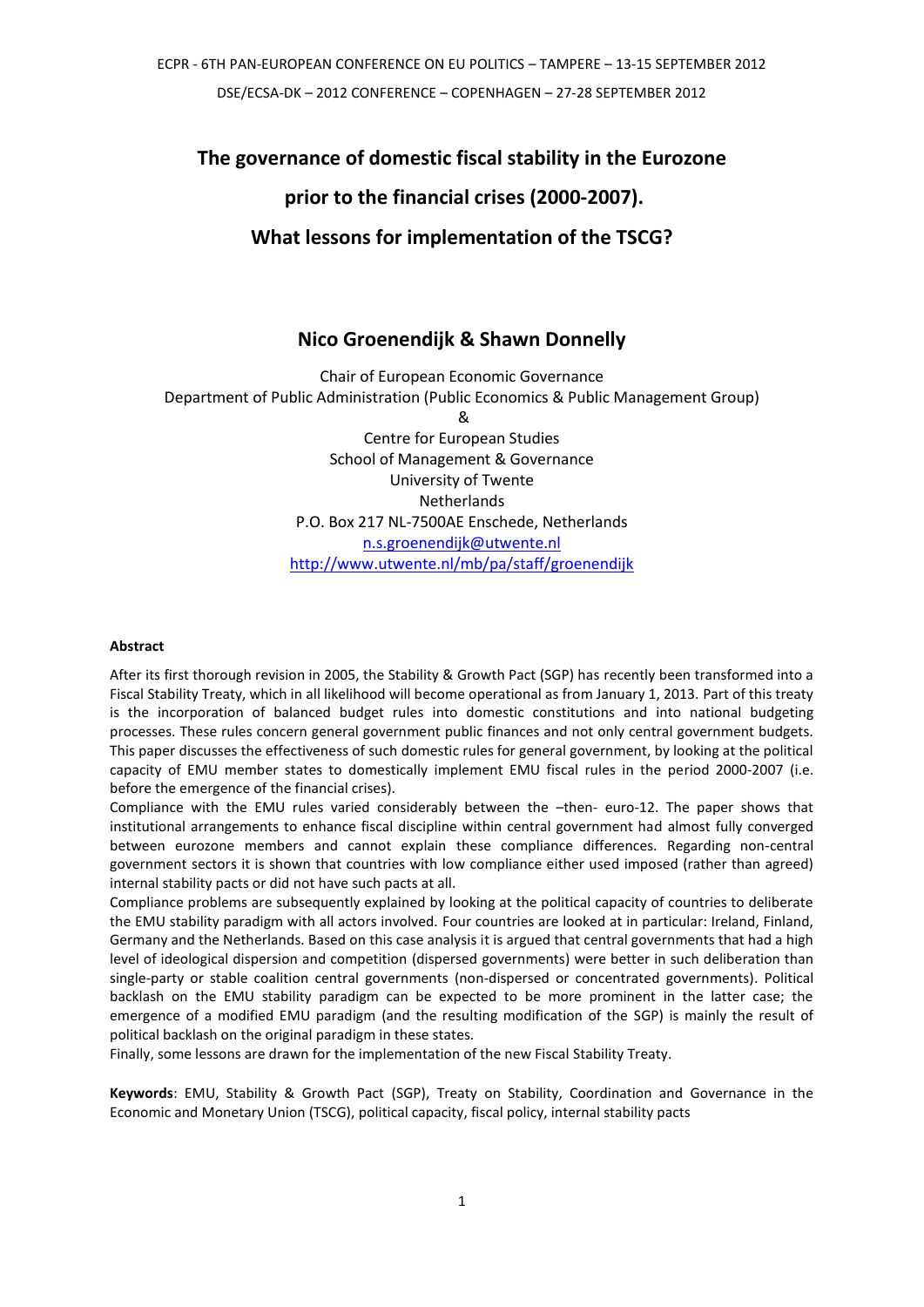ECPR - 6TH PAN-EUROPEAN CONFERENCE ON EU POLITICS – TAMPERE – 13-15 SEPTEMBER 2012

DSE/ECSA-DK – 2012 CONFERENCE – COPENHAGEN – 27-28 SEPTEMBER 2012

# The governance of domestic fiscal stability in the Eurozone prior to the financial crises (2000-2007). What lessons for implementation of the TSCG?

## Nico Groenendijk & Shawn Donnelly

Chair of European Economic Governance
Department of Public Administration (Public Economics & Public Management Group)
&
Centre for European Studies
School of Management & Governance
University of Twente
Netherlands
P.O. Box 217 NL-7500AE Enschede, Netherlands
n.s.groenendijk@utwente.nl
http://www.utwente.nl/mb/pa/staff/groenendijk

**Abstract**

After its first thorough revision in 2005, the Stability & Growth Pact (SGP) has recently been transformed into a Fiscal Stability Treaty, which in all likelihood will become operational as from January 1, 2013. Part of this treaty is the incorporation of balanced budget rules into domestic constitutions and into national budgeting processes. These rules concern general government public finances and not only central government budgets. This paper discusses the effectiveness of such domestic rules for general government, by looking at the political capacity of EMU member states to domestically implement EMU fiscal rules in the period 2000-2007 (i.e. before the emergence of the financial crises).

Compliance with the EMU rules varied considerably between the –then- euro-12. The paper shows that institutional arrangements to enhance fiscal discipline within central government had almost fully converged between eurozone members and cannot explain these compliance differences. Regarding non-central government sectors it is shown that countries with low compliance either used imposed (rather than agreed) internal stability pacts or did not have such pacts at all.

Compliance problems are subsequently explained by looking at the political capacity of countries to deliberate the EMU stability paradigm with all actors involved. Four countries are looked at in particular: Ireland, Finland, Germany and the Netherlands. Based on this case analysis it is argued that central governments that had a high level of ideological dispersion and competition (dispersed governments) were better in such deliberation than single-party or stable coalition central governments (non-dispersed or concentrated governments). Political backlash on the EMU stability paradigm can be expected to be more prominent in the latter case; the emergence of a modified EMU paradigm (and the resulting modification of the SGP) is mainly the result of political backlash on the original paradigm in these states.

Finally, some lessons are drawn for the implementation of the new Fiscal Stability Treaty.

**Keywords**: EMU, Stability & Growth Pact (SGP), Treaty on Stability, Coordination and Governance in the Economic and Monetary Union (TSCG), political capacity, fiscal policy, internal stability pacts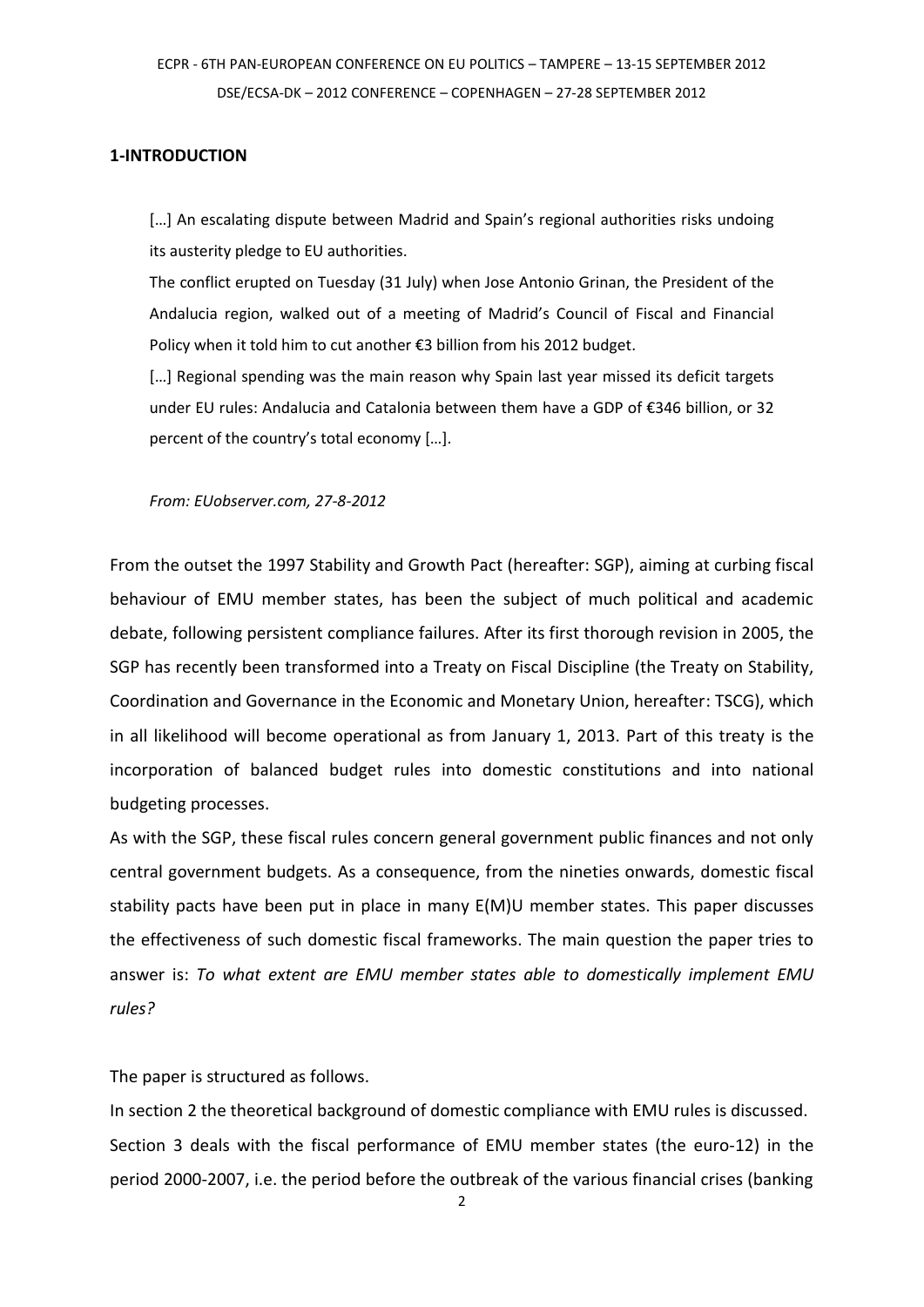## 1-INTRODUCTION

> […] An escalating dispute between Madrid and Spain's regional authorities risks undoing its austerity pledge to EU authorities.
>
> The conflict erupted on Tuesday (31 July) when Jose Antonio Grinan, the President of the Andalucia region, walked out of a meeting of Madrid's Council of Fiscal and Financial Policy when it told him to cut another €3 billion from his 2012 budget.
>
> […] Regional spending was the main reason why Spain last year missed its deficit targets under EU rules: Andalucia and Catalonia between them have a GDP of €346 billion, or 32 percent of the country's total economy […].
>
> *From: EUobserver.com, 27-8-2012*

From the outset the 1997 Stability and Growth Pact (hereafter: SGP), aiming at curbing fiscal behaviour of EMU member states, has been the subject of much political and academic debate, following persistent compliance failures. After its first thorough revision in 2005, the SGP has recently been transformed into a Treaty on Fiscal Discipline (the Treaty on Stability, Coordination and Governance in the Economic and Monetary Union, hereafter: TSCG), which in all likelihood will become operational as from January 1, 2013. Part of this treaty is the incorporation of balanced budget rules into domestic constitutions and into national budgeting processes.

As with the SGP, these fiscal rules concern general government public finances and not only central government budgets. As a consequence, from the nineties onwards, domestic fiscal stability pacts have been put in place in many E(M)U member states. This paper discusses the effectiveness of such domestic fiscal frameworks. The main question the paper tries to answer is: *To what extent are EMU member states able to domestically implement EMU rules?*

The paper is structured as follows.

In section 2 the theoretical background of domestic compliance with EMU rules is discussed. Section 3 deals with the fiscal performance of EMU member states (the euro-12) in the period 2000-2007, i.e. the period before the outbreak of the various financial crises (banking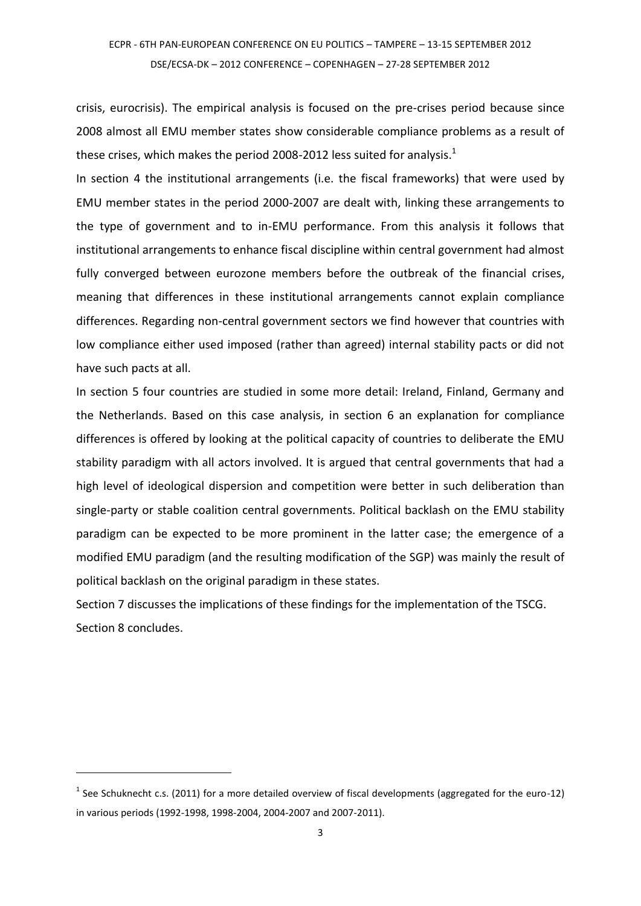crisis, eurocrisis). The empirical analysis is focused on the pre-crises period because since 2008 almost all EMU member states show considerable compliance problems as a result of these crises, which makes the period 2008-2012 less suited for analysis.[1]

In section 4 the institutional arrangements (i.e. the fiscal frameworks) that were used by EMU member states in the period 2000-2007 are dealt with, linking these arrangements to the type of government and to in-EMU performance. From this analysis it follows that institutional arrangements to enhance fiscal discipline within central government had almost fully converged between eurozone members before the outbreak of the financial crises, meaning that differences in these institutional arrangements cannot explain compliance differences. Regarding non-central government sectors we find however that countries with low compliance either used imposed (rather than agreed) internal stability pacts or did not have such pacts at all.

In section 5 four countries are studied in some more detail: Ireland, Finland, Germany and the Netherlands. Based on this case analysis, in section 6 an explanation for compliance differences is offered by looking at the political capacity of countries to deliberate the EMU stability paradigm with all actors involved. It is argued that central governments that had a high level of ideological dispersion and competition were better in such deliberation than single-party or stable coalition central governments. Political backlash on the EMU stability paradigm can be expected to be more prominent in the latter case; the emergence of a modified EMU paradigm (and the resulting modification of the SGP) was mainly the result of political backlash on the original paradigm in these states.

Section 7 discusses the implications of these findings for the implementation of the TSCG.

Section 8 concludes.

[1] See Schuknecht c.s. (2011) for a more detailed overview of fiscal developments (aggregated for the euro-12) in various periods (1992-1998, 1998-2004, 2004-2007 and 2007-2011).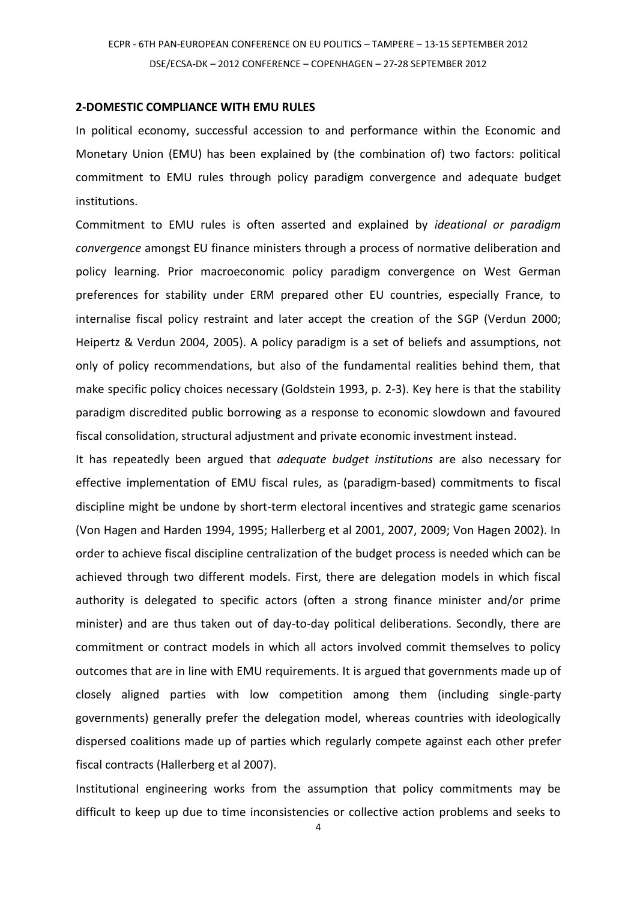## 2-DOMESTIC COMPLIANCE WITH EMU RULES

In political economy, successful accession to and performance within the Economic and Monetary Union (EMU) has been explained by (the combination of) two factors: political commitment to EMU rules through policy paradigm convergence and adequate budget institutions.

Commitment to EMU rules is often asserted and explained by *ideational or paradigm convergence* amongst EU finance ministers through a process of normative deliberation and policy learning. Prior macroeconomic policy paradigm convergence on West German preferences for stability under ERM prepared other EU countries, especially France, to internalise fiscal policy restraint and later accept the creation of the SGP (Verdun 2000; Heipertz & Verdun 2004, 2005). A policy paradigm is a set of beliefs and assumptions, not only of policy recommendations, but also of the fundamental realities behind them, that make specific policy choices necessary (Goldstein 1993, p. 2-3). Key here is that the stability paradigm discredited public borrowing as a response to economic slowdown and favoured fiscal consolidation, structural adjustment and private economic investment instead.

It has repeatedly been argued that *adequate budget institutions* are also necessary for effective implementation of EMU fiscal rules, as (paradigm-based) commitments to fiscal discipline might be undone by short-term electoral incentives and strategic game scenarios (Von Hagen and Harden 1994, 1995; Hallerberg et al 2001, 2007, 2009; Von Hagen 2002). In order to achieve fiscal discipline centralization of the budget process is needed which can be achieved through two different models. First, there are delegation models in which fiscal authority is delegated to specific actors (often a strong finance minister and/or prime minister) and are thus taken out of day-to-day political deliberations. Secondly, there are commitment or contract models in which all actors involved commit themselves to policy outcomes that are in line with EMU requirements. It is argued that governments made up of closely aligned parties with low competition among them (including single-party governments) generally prefer the delegation model, whereas countries with ideologically dispersed coalitions made up of parties which regularly compete against each other prefer fiscal contracts (Hallerberg et al 2007).

Institutional engineering works from the assumption that policy commitments may be difficult to keep up due to time inconsistencies or collective action problems and seeks to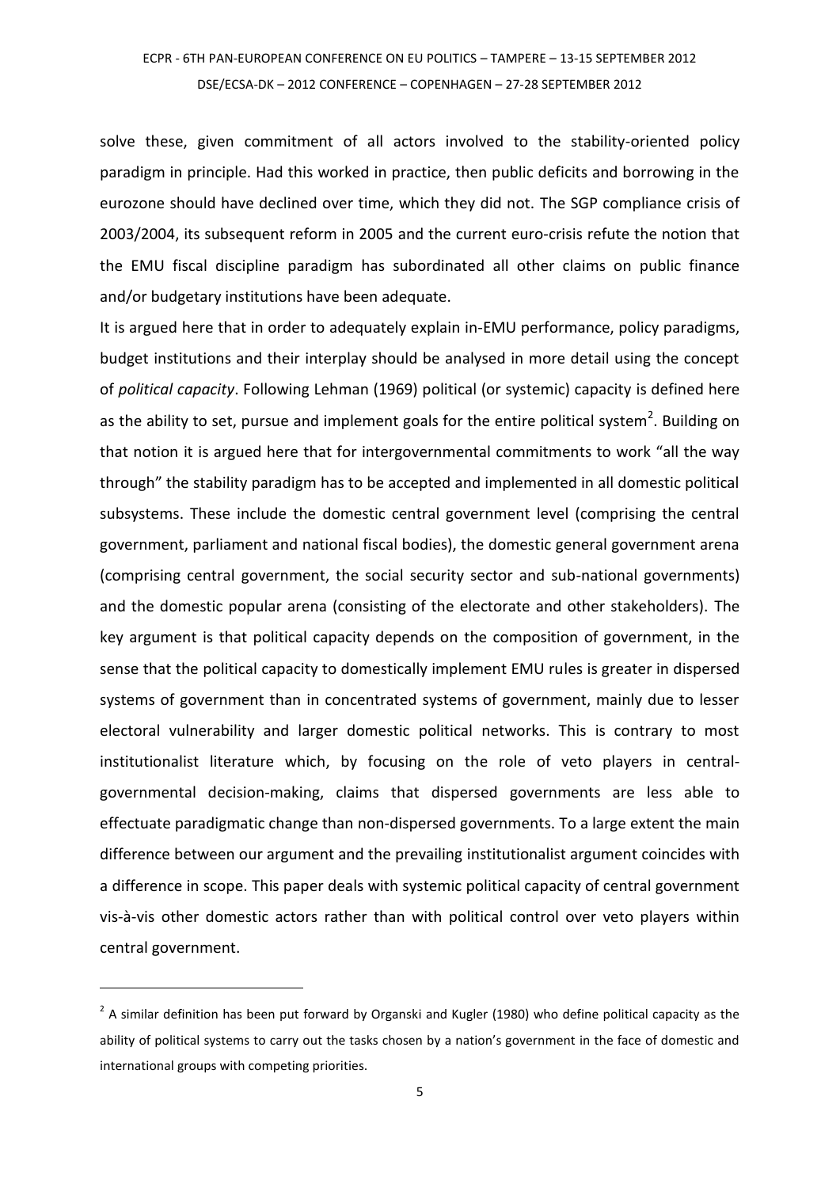solve these, given commitment of all actors involved to the stability-oriented policy paradigm in principle. Had this worked in practice, then public deficits and borrowing in the eurozone should have declined over time, which they did not. The SGP compliance crisis of 2003/2004, its subsequent reform in 2005 and the current euro-crisis refute the notion that the EMU fiscal discipline paradigm has subordinated all other claims on public finance and/or budgetary institutions have been adequate.

It is argued here that in order to adequately explain in-EMU performance, policy paradigms, budget institutions and their interplay should be analysed in more detail using the concept of *political capacity*. Following Lehman (1969) political (or systemic) capacity is defined here as the ability to set, pursue and implement goals for the entire political system[2]. Building on that notion it is argued here that for intergovernmental commitments to work "all the way through" the stability paradigm has to be accepted and implemented in all domestic political subsystems. These include the domestic central government level (comprising the central government, parliament and national fiscal bodies), the domestic general government arena (comprising central government, the social security sector and sub-national governments) and the domestic popular arena (consisting of the electorate and other stakeholders). The key argument is that political capacity depends on the composition of government, in the sense that the political capacity to domestically implement EMU rules is greater in dispersed systems of government than in concentrated systems of government, mainly due to lesser electoral vulnerability and larger domestic political networks. This is contrary to most institutionalist literature which, by focusing on the role of veto players in central-governmental decision-making, claims that dispersed governments are less able to effectuate paradigmatic change than non-dispersed governments. To a large extent the main difference between our argument and the prevailing institutionalist argument coincides with a difference in scope. This paper deals with systemic political capacity of central government vis-à-vis other domestic actors rather than with political control over veto players within central government.

---

[2] A similar definition has been put forward by Organski and Kugler (1980) who define political capacity as the ability of political systems to carry out the tasks chosen by a nation's government in the face of domestic and international groups with competing priorities.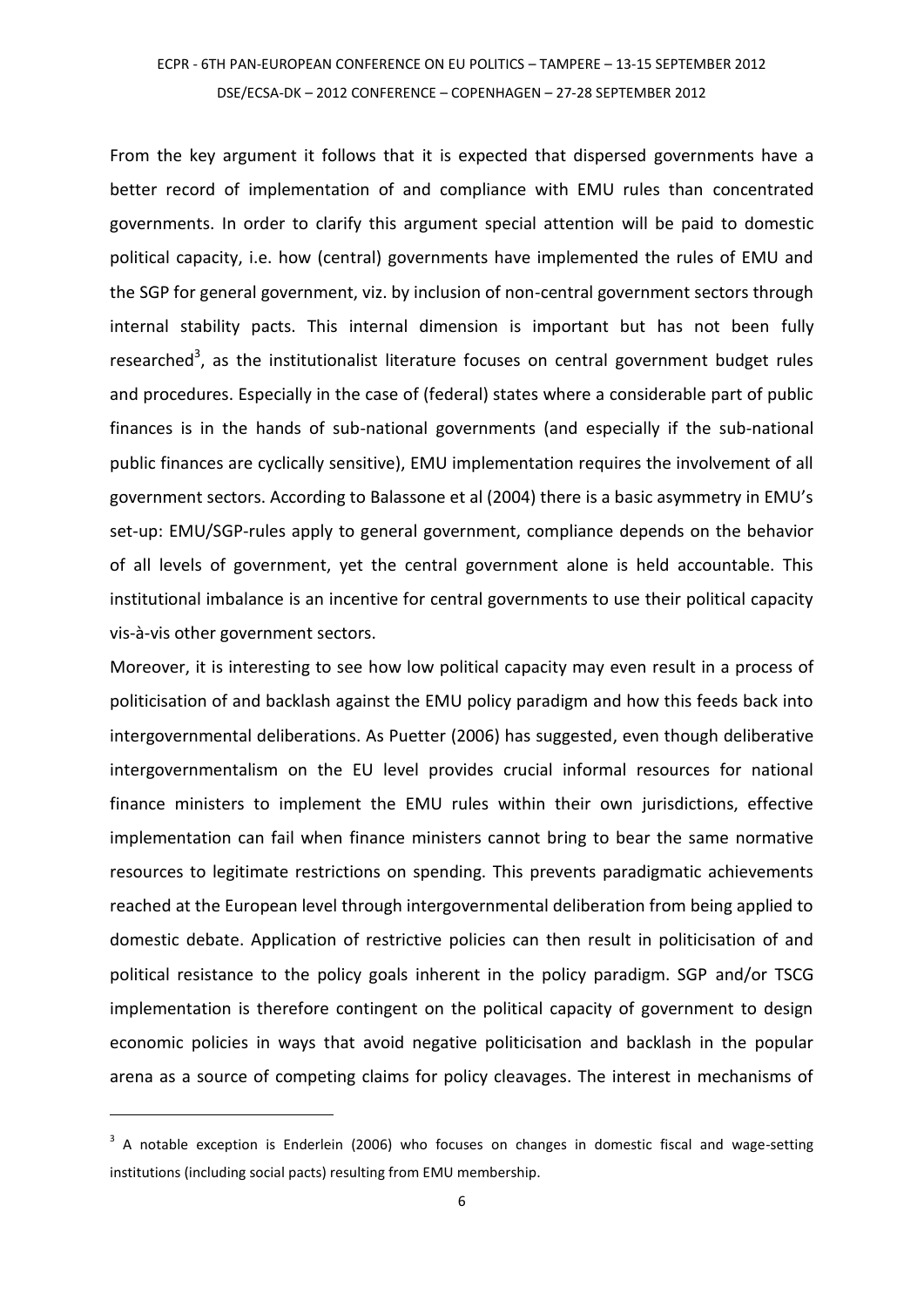From the key argument it follows that it is expected that dispersed governments have a better record of implementation of and compliance with EMU rules than concentrated governments. In order to clarify this argument special attention will be paid to domestic political capacity, i.e. how (central) governments have implemented the rules of EMU and the SGP for general government, viz. by inclusion of non-central government sectors through internal stability pacts. This internal dimension is important but has not been fully researched[3], as the institutionalist literature focuses on central government budget rules and procedures. Especially in the case of (federal) states where a considerable part of public finances is in the hands of sub-national governments (and especially if the sub-national public finances are cyclically sensitive), EMU implementation requires the involvement of all government sectors. According to Balassone et al (2004) there is a basic asymmetry in EMU's set-up: EMU/SGP-rules apply to general government, compliance depends on the behavior of all levels of government, yet the central government alone is held accountable. This institutional imbalance is an incentive for central governments to use their political capacity vis-à-vis other government sectors.

Moreover, it is interesting to see how low political capacity may even result in a process of politicisation of and backlash against the EMU policy paradigm and how this feeds back into intergovernmental deliberations. As Puetter (2006) has suggested, even though deliberative intergovernmentalism on the EU level provides crucial informal resources for national finance ministers to implement the EMU rules within their own jurisdictions, effective implementation can fail when finance ministers cannot bring to bear the same normative resources to legitimate restrictions on spending. This prevents paradigmatic achievements reached at the European level through intergovernmental deliberation from being applied to domestic debate. Application of restrictive policies can then result in politicisation of and political resistance to the policy goals inherent in the policy paradigm. SGP and/or TSCG implementation is therefore contingent on the political capacity of government to design economic policies in ways that avoid negative politicisation and backlash in the popular arena as a source of competing claims for policy cleavages. The interest in mechanisms of

[3] A notable exception is Enderlein (2006) who focuses on changes in domestic fiscal and wage-setting institutions (including social pacts) resulting from EMU membership.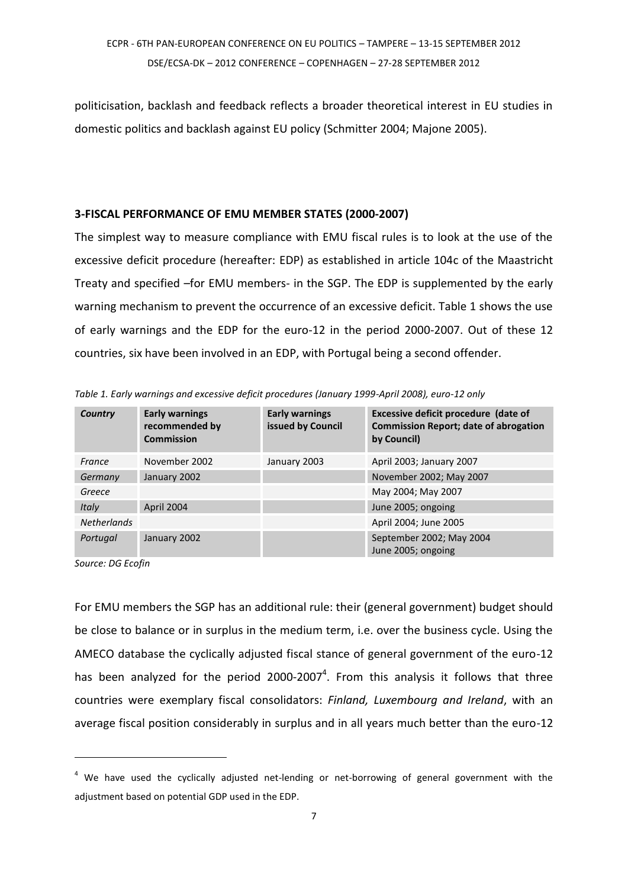politicisation, backlash and feedback reflects a broader theoretical interest in EU studies in domestic politics and backlash against EU policy (Schmitter 2004; Majone 2005).

### 3-FISCAL PERFORMANCE OF EMU MEMBER STATES (2000-2007)

The simplest way to measure compliance with EMU fiscal rules is to look at the use of the excessive deficit procedure (hereafter: EDP) as established in article 104c of the Maastricht Treaty and specified –for EMU members- in the SGP. The EDP is supplemented by the early warning mechanism to prevent the occurrence of an excessive deficit. Table 1 shows the use of early warnings and the EDP for the euro-12 in the period 2000-2007. Out of these 12 countries, six have been involved in an EDP, with Portugal being a second offender.

*Table 1. Early warnings and excessive deficit procedures (January 1999-April 2008), euro-12 only*

| Country | Early warnings recommended by Commission | Early warnings issued by Council | Excessive deficit procedure (date of Commission Report; date of abrogation by Council) |
|---|---|---|---|
| *France* | November 2002 | January 2003 | April 2003; January 2007 |
| *Germany* | January 2002 | | November 2002; May 2007 |
| *Greece* | | | May 2004; May 2007 |
| *Italy* | April 2004 | | June 2005; ongoing |
| *Netherlands* | | | April 2004; June 2005 |
| *Portugal* | January 2002 | | September 2002; May 2004<br>June 2005; ongoing |

*Source: DG Ecofin*

For EMU members the SGP has an additional rule: their (general government) budget should be close to balance or in surplus in the medium term, i.e. over the business cycle. Using the AMECO database the cyclically adjusted fiscal stance of general government of the euro-12 has been analyzed for the period 2000-2007[4]. From this analysis it follows that three countries were exemplary fiscal consolidators: *Finland, Luxembourg and Ireland*, with an average fiscal position considerably in surplus and in all years much better than the euro-12

[4] We have used the cyclically adjusted net-lending or net-borrowing of general government with the adjustment based on potential GDP used in the EDP.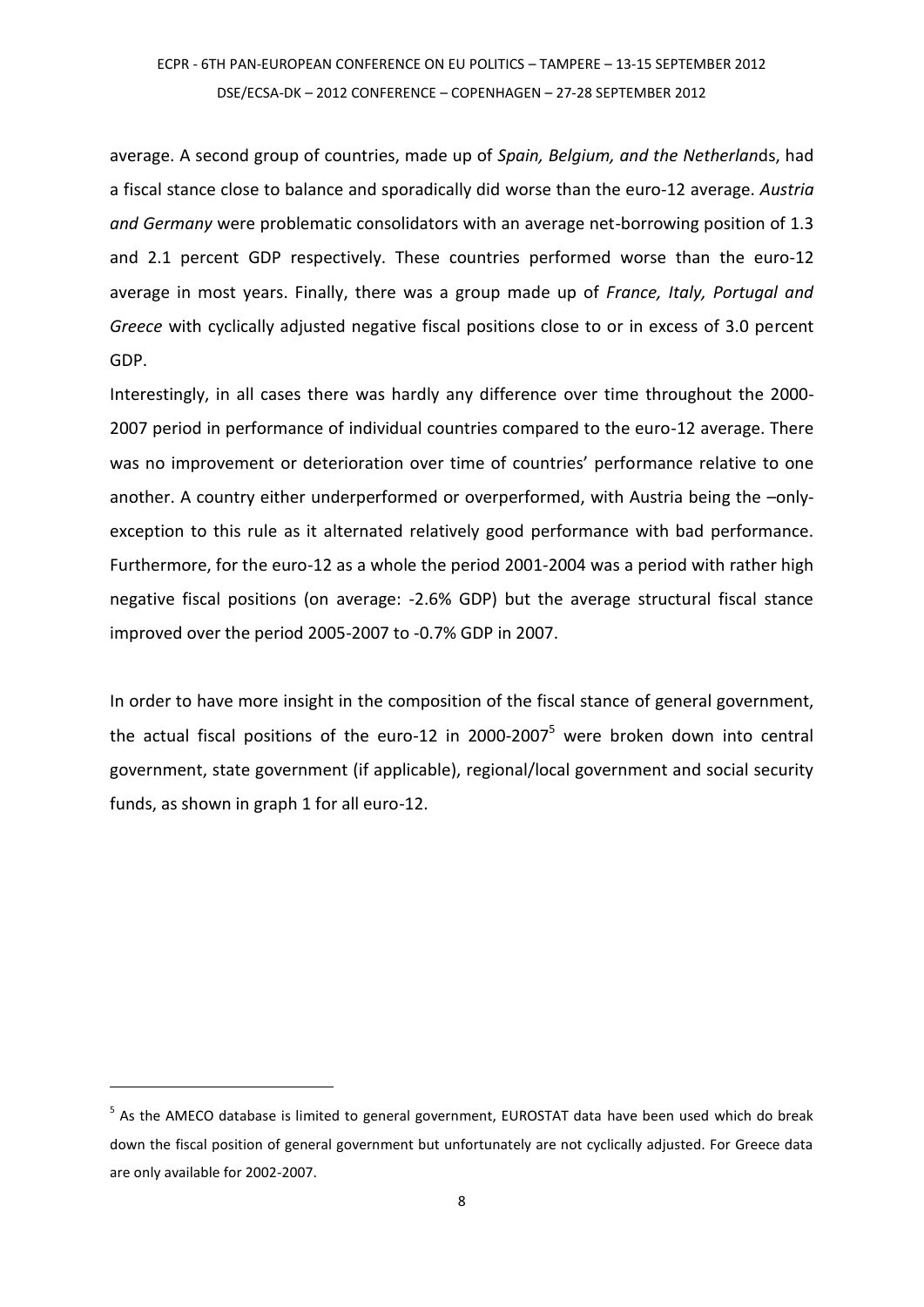average. A second group of countries, made up of *Spain, Belgium, and the Netherlan*ds, had a fiscal stance close to balance and sporadically did worse than the euro-12 average. *Austria and Germany* were problematic consolidators with an average net-borrowing position of 1.3 and 2.1 percent GDP respectively. These countries performed worse than the euro-12 average in most years. Finally, there was a group made up of *France, Italy, Portugal and Greece* with cyclically adjusted negative fiscal positions close to or in excess of 3.0 percent GDP.

Interestingly, in all cases there was hardly any difference over time throughout the 2000-2007 period in performance of individual countries compared to the euro-12 average. There was no improvement or deterioration over time of countries' performance relative to one another. A country either underperformed or overperformed, with Austria being the –only-exception to this rule as it alternated relatively good performance with bad performance. Furthermore, for the euro-12 as a whole the period 2001-2004 was a period with rather high negative fiscal positions (on average: -2.6% GDP) but the average structural fiscal stance improved over the period 2005-2007 to -0.7% GDP in 2007.

In order to have more insight in the composition of the fiscal stance of general government, the actual fiscal positions of the euro-12 in 2000-2007[5] were broken down into central government, state government (if applicable), regional/local government and social security funds, as shown in graph 1 for all euro-12.

[5] As the AMECO database is limited to general government, EUROSTAT data have been used which do break down the fiscal position of general government but unfortunately are not cyclically adjusted. For Greece data are only available for 2002-2007.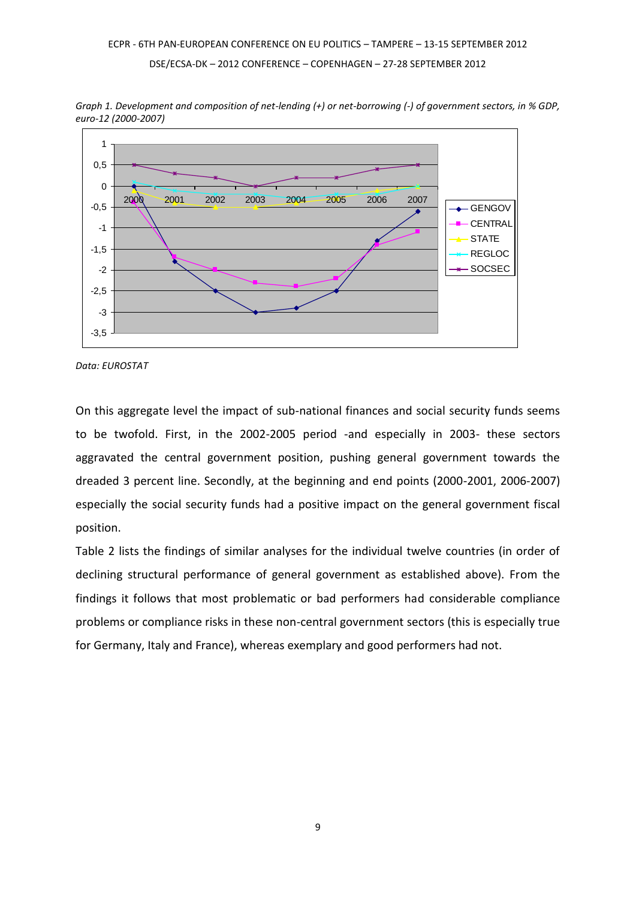*Graph 1. Development and composition of net-lending (+) or net-borrowing (-) of government sectors, in % GDP, euro-12 (2000-2007)*

*Data: EUROSTAT*

On this aggregate level the impact of sub-national finances and social security funds seems to be twofold. First, in the 2002-2005 period -and especially in 2003- these sectors aggravated the central government position, pushing general government towards the dreaded 3 percent line. Secondly, at the beginning and end points (2000-2001, 2006-2007) especially the social security funds had a positive impact on the general government fiscal position.

Table 2 lists the findings of similar analyses for the individual twelve countries (in order of declining structural performance of general government as established above). From the findings it follows that most problematic or bad performers had considerable compliance problems or compliance risks in these non-central government sectors (this is especially true for Germany, Italy and France), whereas exemplary and good performers had not.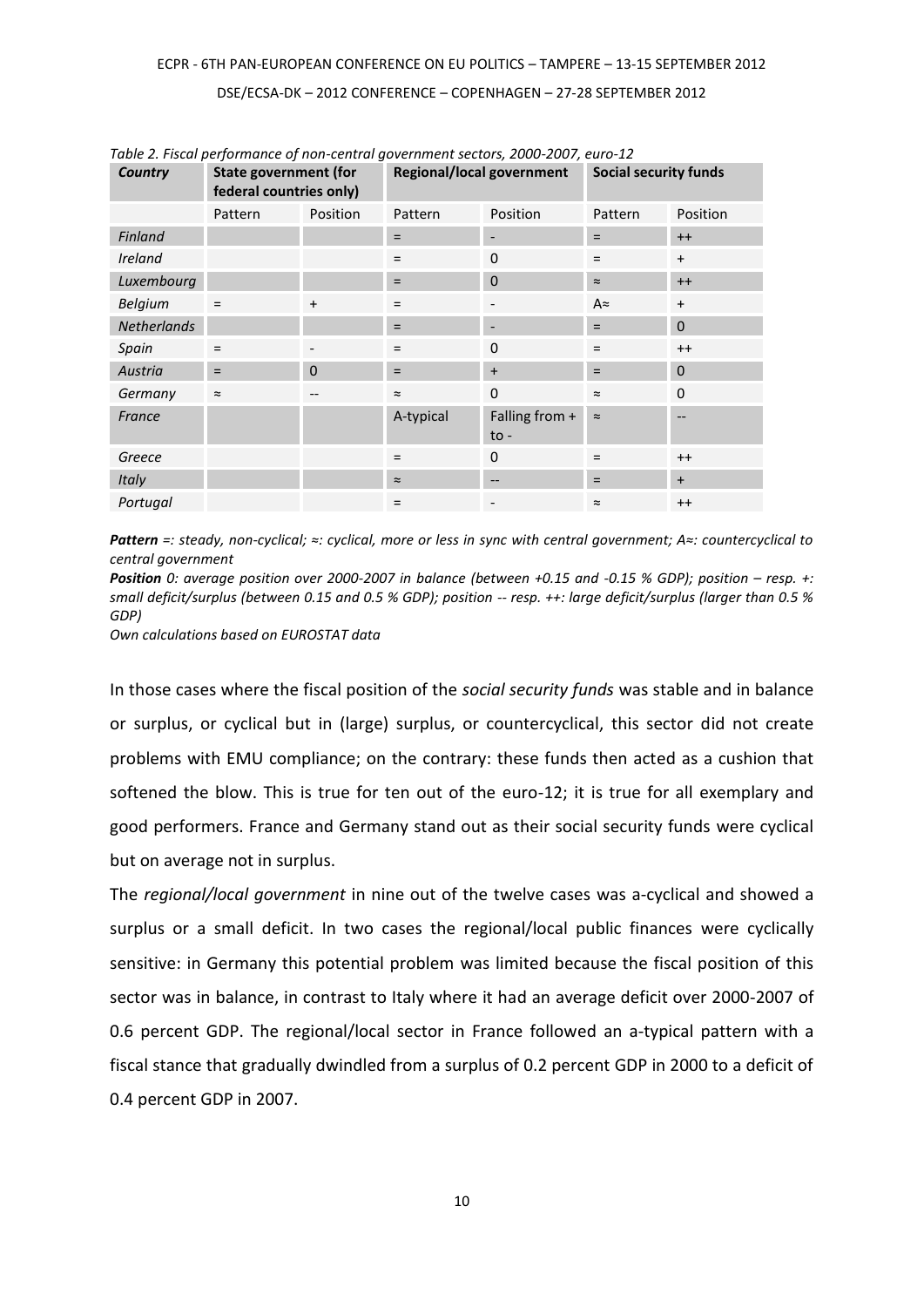*Table 2. Fiscal performance of non-central government sectors, 2000-2007, euro-12*

| ***Country*** | **State government (for federal countries only)** | | **Regional/local government** | | **Social security funds** | |
|---|---|---|---|---|---|---|
| | Pattern | Position | Pattern | Position | Pattern | Position |
| *Finland* | | | = | - | = | ++ |
| *Ireland* | | | = | 0 | = | + |
| *Luxembourg* | | | = | 0 | ≈ | ++ |
| *Belgium* | = | + | = | - | A≈ | + |
| *Netherlands* | | | = | - | = | 0 |
| *Spain* | = | - | = | 0 | = | ++ |
| *Austria* | = | 0 | = | + | = | 0 |
| *Germany* | ≈ | -- | ≈ | 0 | ≈ | 0 |
| *France* | | | A-typical | Falling from + to - | ≈ | -- |
| *Greece* | | | = | 0 | = | ++ |
| *Italy* | | | ≈ | -- | = | + |
| *Portugal* | | | = | - | ≈ | ++ |

***Pattern*** *=: steady, non-cyclical; ≈: cyclical, more or less in sync with central government; A≈: countercyclical to central government*

***Position*** *0: average position over 2000-2007 in balance (between +0.15 and -0.15 % GDP); position – resp. +: small deficit/surplus (between 0.15 and 0.5 % GDP); position -- resp. ++: large deficit/surplus (larger than 0.5 % GDP)*

*Own calculations based on EUROSTAT data*

In those cases where the fiscal position of the *social security funds* was stable and in balance or surplus, or cyclical but in (large) surplus, or countercyclical, this sector did not create problems with EMU compliance; on the contrary: these funds then acted as a cushion that softened the blow. This is true for ten out of the euro-12; it is true for all exemplary and good performers. France and Germany stand out as their social security funds were cyclical but on average not in surplus.

The *regional/local government* in nine out of the twelve cases was a-cyclical and showed a surplus or a small deficit. In two cases the regional/local public finances were cyclically sensitive: in Germany this potential problem was limited because the fiscal position of this sector was in balance, in contrast to Italy where it had an average deficit over 2000-2007 of 0.6 percent GDP. The regional/local sector in France followed an a-typical pattern with a fiscal stance that gradually dwindled from a surplus of 0.2 percent GDP in 2000 to a deficit of 0.4 percent GDP in 2007.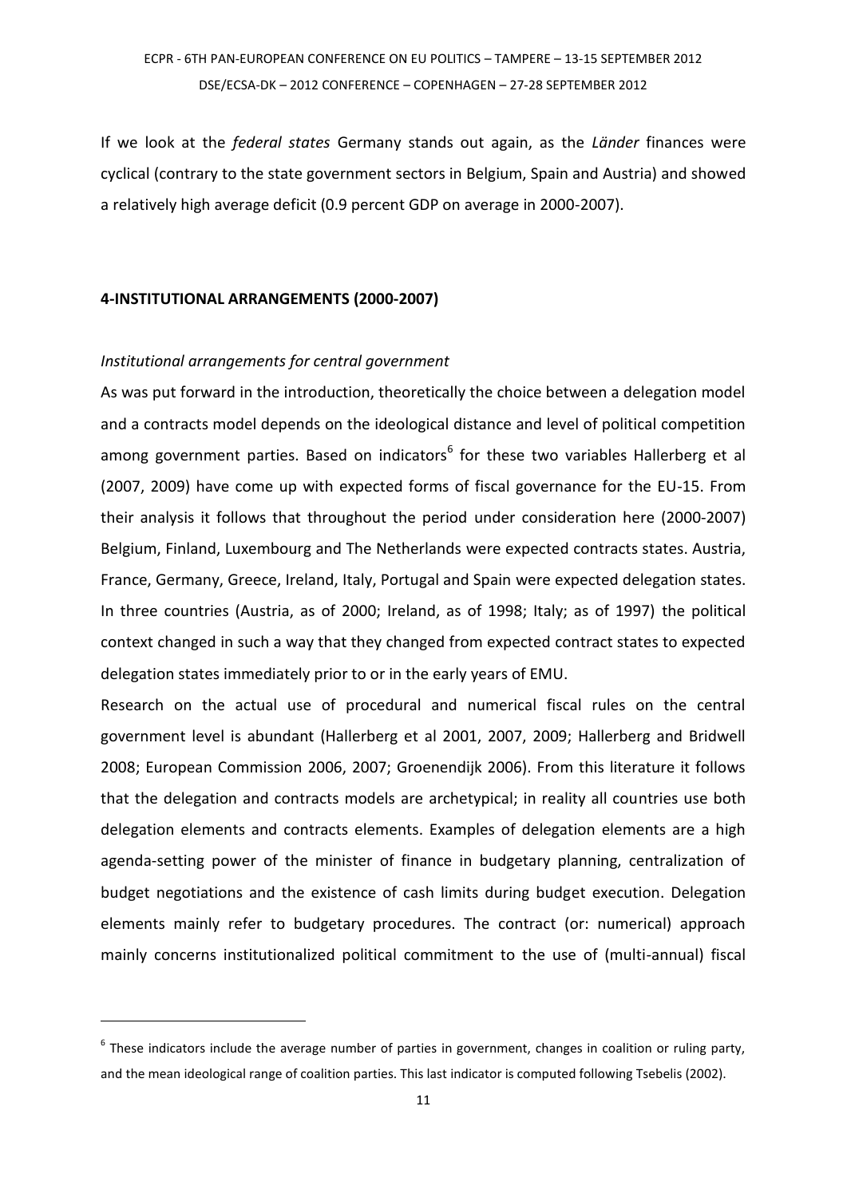If we look at the *federal states* Germany stands out again, as the *Länder* finances were cyclical (contrary to the state government sectors in Belgium, Spain and Austria) and showed a relatively high average deficit (0.9 percent GDP on average in 2000-2007).

## 4-INSTITUTIONAL ARRANGEMENTS (2000-2007)

*Institutional arrangements for central government*

As was put forward in the introduction, theoretically the choice between a delegation model and a contracts model depends on the ideological distance and level of political competition among government parties. Based on indicators[6] for these two variables Hallerberg et al (2007, 2009) have come up with expected forms of fiscal governance for the EU-15. From their analysis it follows that throughout the period under consideration here (2000-2007) Belgium, Finland, Luxembourg and The Netherlands were expected contracts states. Austria, France, Germany, Greece, Ireland, Italy, Portugal and Spain were expected delegation states. In three countries (Austria, as of 2000; Ireland, as of 1998; Italy; as of 1997) the political context changed in such a way that they changed from expected contract states to expected delegation states immediately prior to or in the early years of EMU.

Research on the actual use of procedural and numerical fiscal rules on the central government level is abundant (Hallerberg et al 2001, 2007, 2009; Hallerberg and Bridwell 2008; European Commission 2006, 2007; Groenendijk 2006). From this literature it follows that the delegation and contracts models are archetypical; in reality all countries use both delegation elements and contracts elements. Examples of delegation elements are a high agenda-setting power of the minister of finance in budgetary planning, centralization of budget negotiations and the existence of cash limits during budget execution. Delegation elements mainly refer to budgetary procedures. The contract (or: numerical) approach mainly concerns institutionalized political commitment to the use of (multi-annual) fiscal

---

[6] These indicators include the average number of parties in government, changes in coalition or ruling party, and the mean ideological range of coalition parties. This last indicator is computed following Tsebelis (2002).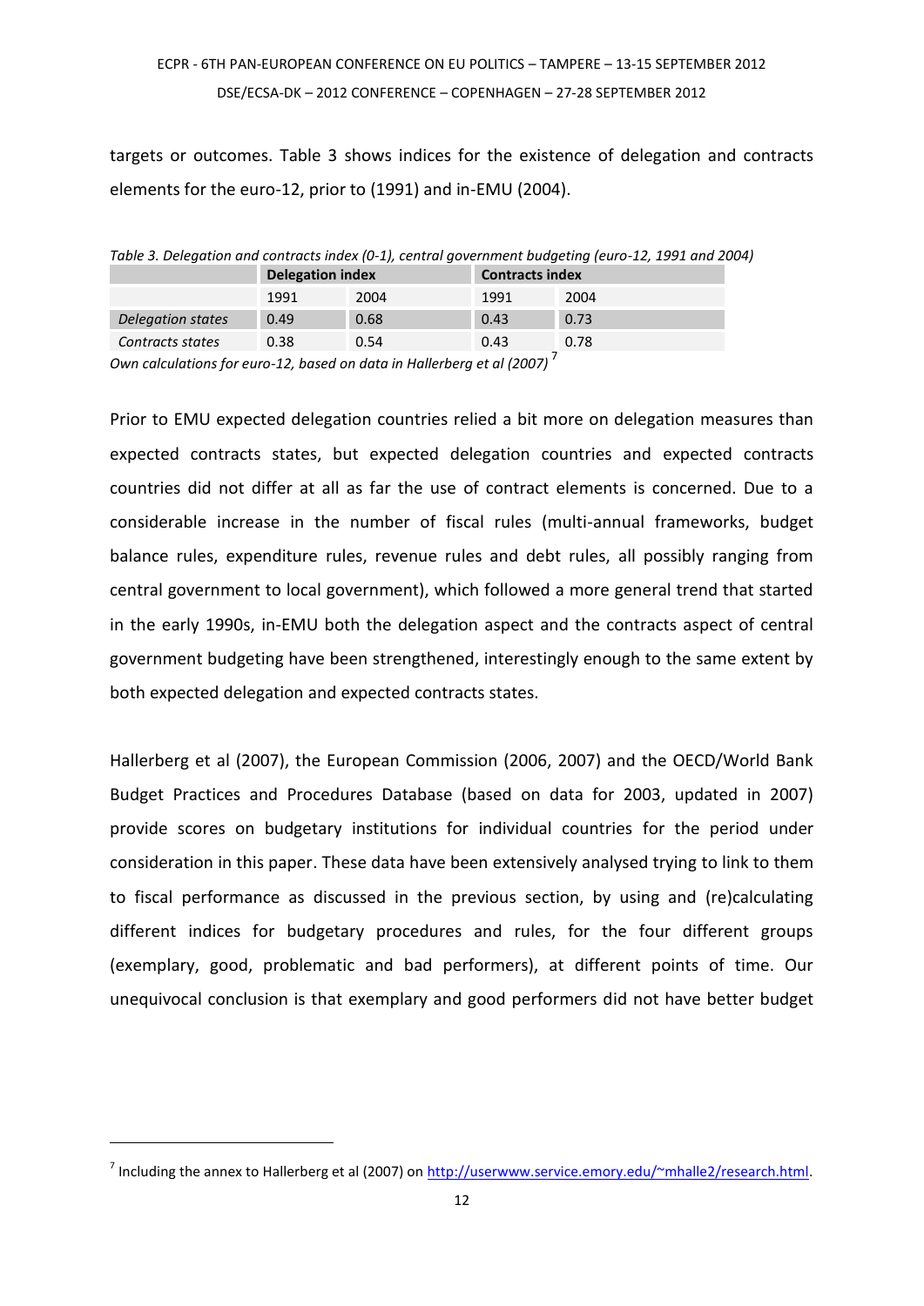targets or outcomes. Table 3 shows indices for the existence of delegation and contracts elements for the euro-12, prior to (1991) and in-EMU (2004).

*Table 3. Delegation and contracts index (0-1), central government budgeting (euro-12, 1991 and 2004)*

| | **Delegation index** | | **Contracts index** | |
|---|---|---|---|---|
| | 1991 | 2004 | 1991 | 2004 |
| *Delegation states* | 0.49 | 0.68 | 0.43 | 0.73 |
| *Contracts states* | 0.38 | 0.54 | 0.43 | 0.78 |

*Own calculations for euro-12, based on data in Hallerberg et al (2007)* [7]

Prior to EMU expected delegation countries relied a bit more on delegation measures than expected contracts states, but expected delegation countries and expected contracts countries did not differ at all as far the use of contract elements is concerned. Due to a considerable increase in the number of fiscal rules (multi-annual frameworks, budget balance rules, expenditure rules, revenue rules and debt rules, all possibly ranging from central government to local government), which followed a more general trend that started in the early 1990s, in-EMU both the delegation aspect and the contracts aspect of central government budgeting have been strengthened, interestingly enough to the same extent by both expected delegation and expected contracts states.

Hallerberg et al (2007), the European Commission (2006, 2007) and the OECD/World Bank Budget Practices and Procedures Database (based on data for 2003, updated in 2007) provide scores on budgetary institutions for individual countries for the period under consideration in this paper. These data have been extensively analysed trying to link to them to fiscal performance as discussed in the previous section, by using and (re)calculating different indices for budgetary procedures and rules, for the four different groups (exemplary, good, problematic and bad performers), at different points of time. Our unequivocal conclusion is that exemplary and good performers did not have better budget

[7] Including the annex to Hallerberg et al (2007) on http://userwww.service.emory.edu/~mhalle2/research.html.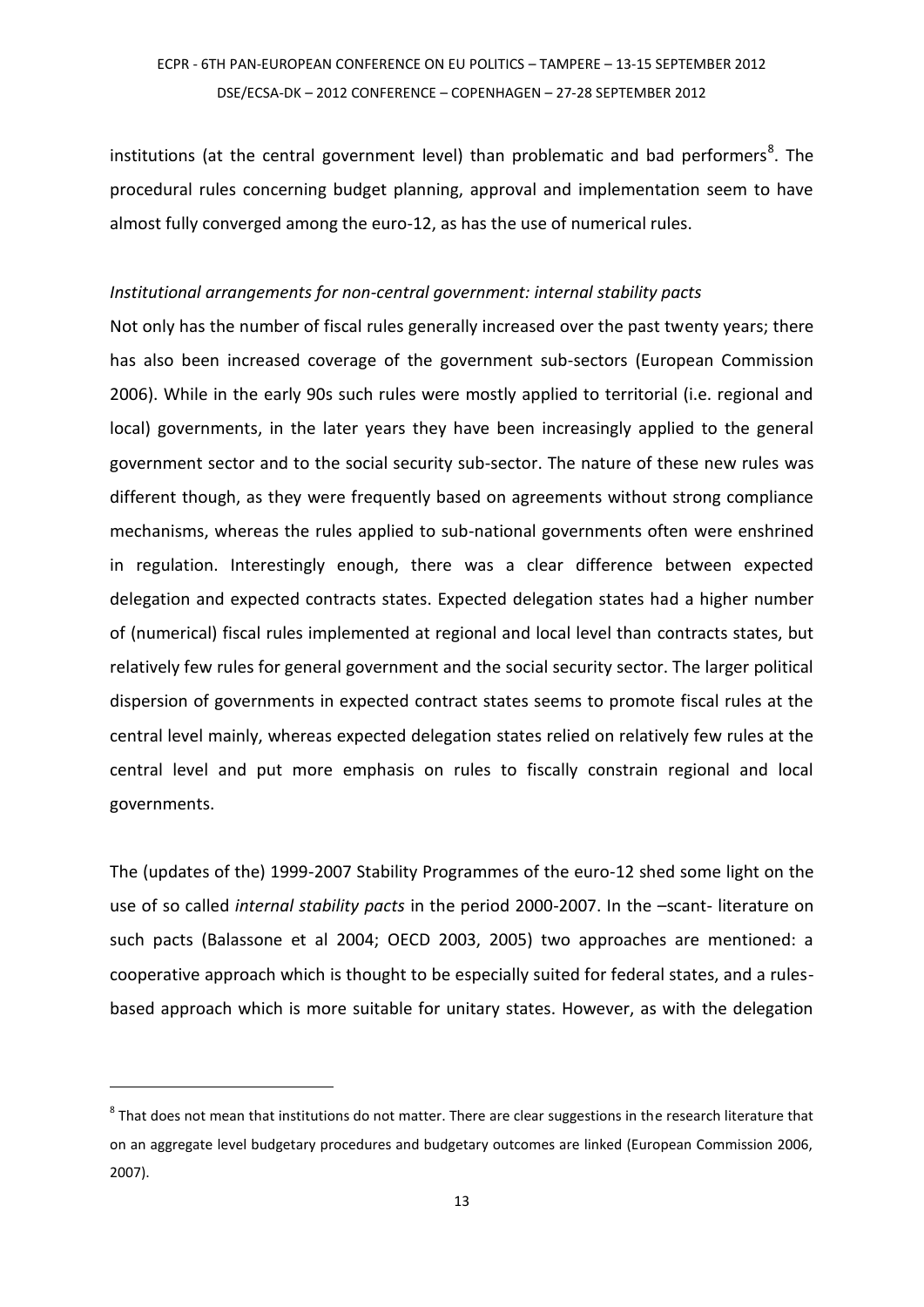institutions (at the central government level) than problematic and bad performers[8]. The procedural rules concerning budget planning, approval and implementation seem to have almost fully converged among the euro-12, as has the use of numerical rules.

*Institutional arrangements for non-central government: internal stability pacts*

Not only has the number of fiscal rules generally increased over the past twenty years; there has also been increased coverage of the government sub-sectors (European Commission 2006). While in the early 90s such rules were mostly applied to territorial (i.e. regional and local) governments, in the later years they have been increasingly applied to the general government sector and to the social security sub-sector. The nature of these new rules was different though, as they were frequently based on agreements without strong compliance mechanisms, whereas the rules applied to sub-national governments often were enshrined in regulation. Interestingly enough, there was a clear difference between expected delegation and expected contracts states. Expected delegation states had a higher number of (numerical) fiscal rules implemented at regional and local level than contracts states, but relatively few rules for general government and the social security sector. The larger political dispersion of governments in expected contract states seems to promote fiscal rules at the central level mainly, whereas expected delegation states relied on relatively few rules at the central level and put more emphasis on rules to fiscally constrain regional and local governments.

The (updates of the) 1999-2007 Stability Programmes of the euro-12 shed some light on the use of so called *internal stability pacts* in the period 2000-2007. In the –scant- literature on such pacts (Balassone et al 2004; OECD 2003, 2005) two approaches are mentioned: a cooperative approach which is thought to be especially suited for federal states, and a rules-based approach which is more suitable for unitary states. However, as with the delegation

[8] That does not mean that institutions do not matter. There are clear suggestions in the research literature that on an aggregate level budgetary procedures and budgetary outcomes are linked (European Commission 2006, 2007).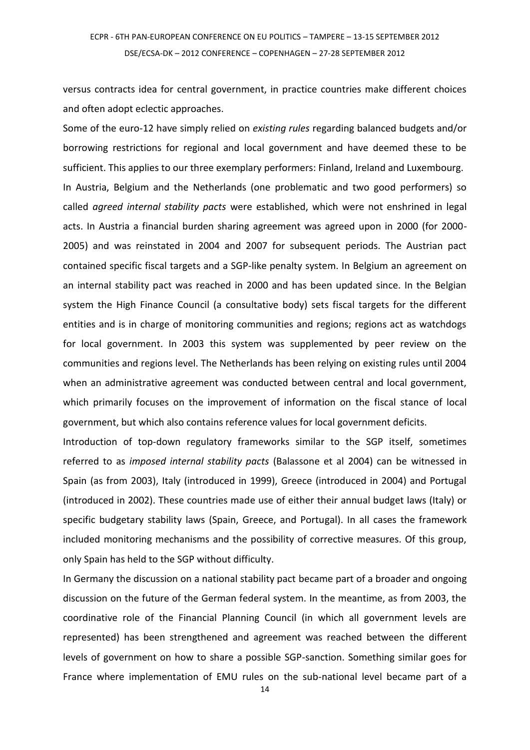versus contracts idea for central government, in practice countries make different choices and often adopt eclectic approaches.

Some of the euro-12 have simply relied on *existing rules* regarding balanced budgets and/or borrowing restrictions for regional and local government and have deemed these to be sufficient. This applies to our three exemplary performers: Finland, Ireland and Luxembourg.

In Austria, Belgium and the Netherlands (one problematic and two good performers) so called *agreed internal stability pacts* were established, which were not enshrined in legal acts. In Austria a financial burden sharing agreement was agreed upon in 2000 (for 2000-2005) and was reinstated in 2004 and 2007 for subsequent periods. The Austrian pact contained specific fiscal targets and a SGP-like penalty system. In Belgium an agreement on an internal stability pact was reached in 2000 and has been updated since. In the Belgian system the High Finance Council (a consultative body) sets fiscal targets for the different entities and is in charge of monitoring communities and regions; regions act as watchdogs for local government. In 2003 this system was supplemented by peer review on the communities and regions level. The Netherlands has been relying on existing rules until 2004 when an administrative agreement was conducted between central and local government, which primarily focuses on the improvement of information on the fiscal stance of local government, but which also contains reference values for local government deficits.

Introduction of top-down regulatory frameworks similar to the SGP itself, sometimes referred to as *imposed internal stability pacts* (Balassone et al 2004) can be witnessed in Spain (as from 2003), Italy (introduced in 1999), Greece (introduced in 2004) and Portugal (introduced in 2002). These countries made use of either their annual budget laws (Italy) or specific budgetary stability laws (Spain, Greece, and Portugal). In all cases the framework included monitoring mechanisms and the possibility of corrective measures. Of this group, only Spain has held to the SGP without difficulty.

In Germany the discussion on a national stability pact became part of a broader and ongoing discussion on the future of the German federal system. In the meantime, as from 2003, the coordinative role of the Financial Planning Council (in which all government levels are represented) has been strengthened and agreement was reached between the different levels of government on how to share a possible SGP-sanction. Something similar goes for France where implementation of EMU rules on the sub-national level became part of a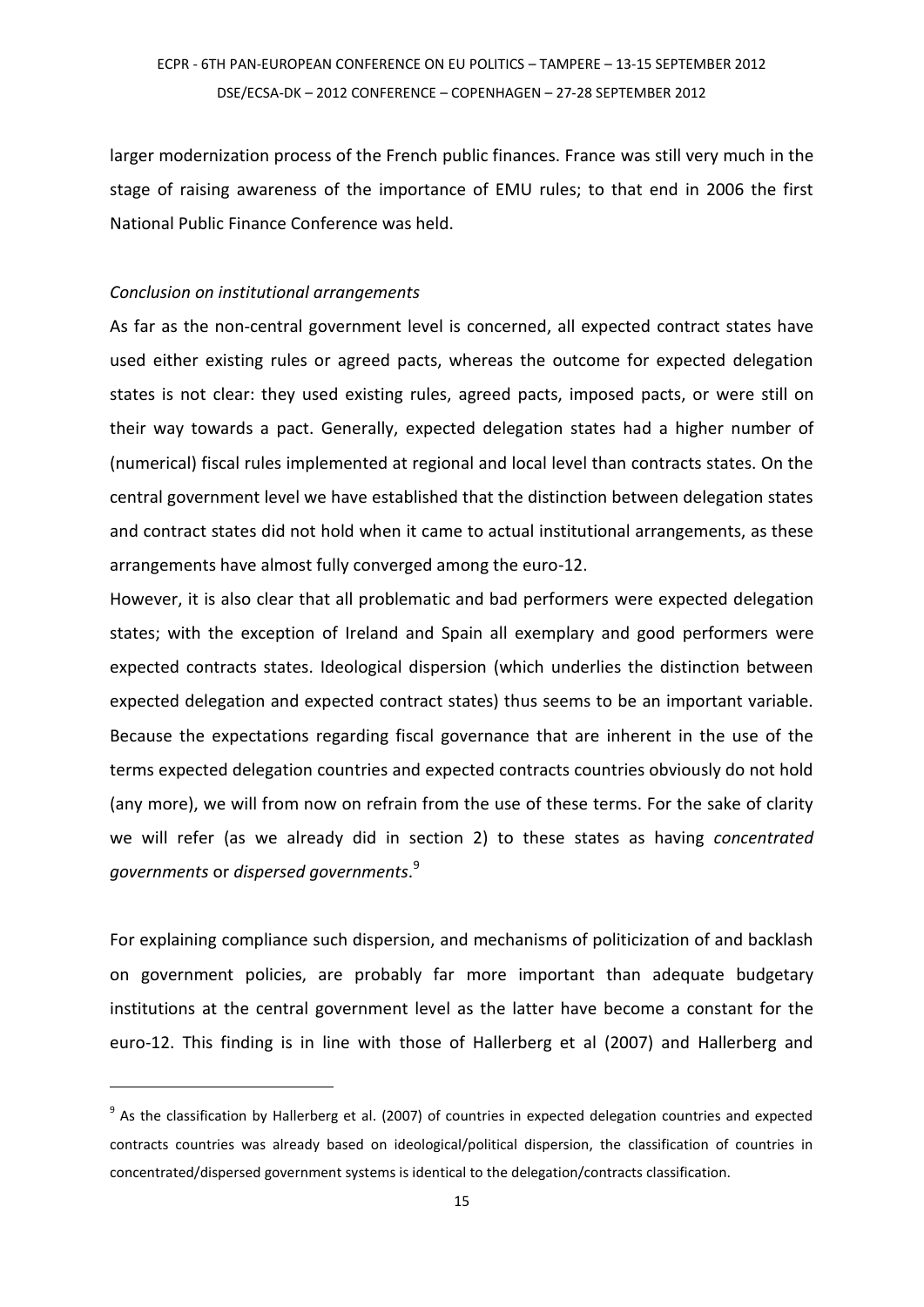larger modernization process of the French public finances. France was still very much in the stage of raising awareness of the importance of EMU rules; to that end in 2006 the first National Public Finance Conference was held.

*Conclusion on institutional arrangements*

As far as the non-central government level is concerned, all expected contract states have used either existing rules or agreed pacts, whereas the outcome for expected delegation states is not clear: they used existing rules, agreed pacts, imposed pacts, or were still on their way towards a pact. Generally, expected delegation states had a higher number of (numerical) fiscal rules implemented at regional and local level than contracts states. On the central government level we have established that the distinction between delegation states and contract states did not hold when it came to actual institutional arrangements, as these arrangements have almost fully converged among the euro-12.

However, it is also clear that all problematic and bad performers were expected delegation states; with the exception of Ireland and Spain all exemplary and good performers were expected contracts states. Ideological dispersion (which underlies the distinction between expected delegation and expected contract states) thus seems to be an important variable. Because the expectations regarding fiscal governance that are inherent in the use of the terms expected delegation countries and expected contracts countries obviously do not hold (any more), we will from now on refrain from the use of these terms. For the sake of clarity we will refer (as we already did in section 2) to these states as having *concentrated governments* or *dispersed governments*.[9]

For explaining compliance such dispersion, and mechanisms of politicization of and backlash on government policies, are probably far more important than adequate budgetary institutions at the central government level as the latter have become a constant for the euro-12. This finding is in line with those of Hallerberg et al (2007) and Hallerberg and

[9] As the classification by Hallerberg et al. (2007) of countries in expected delegation countries and expected contracts countries was already based on ideological/political dispersion, the classification of countries in concentrated/dispersed government systems is identical to the delegation/contracts classification.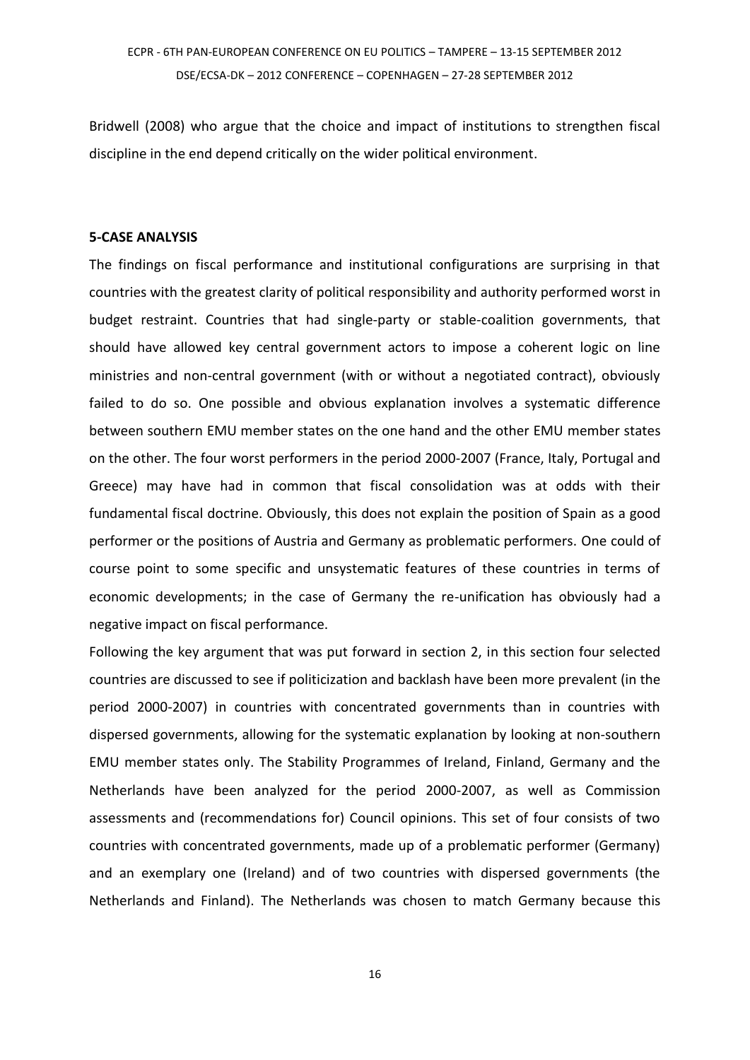Bridwell (2008) who argue that the choice and impact of institutions to strengthen fiscal discipline in the end depend critically on the wider political environment.

**5-CASE ANALYSIS**

The findings on fiscal performance and institutional configurations are surprising in that countries with the greatest clarity of political responsibility and authority performed worst in budget restraint. Countries that had single-party or stable-coalition governments, that should have allowed key central government actors to impose a coherent logic on line ministries and non-central government (with or without a negotiated contract), obviously failed to do so. One possible and obvious explanation involves a systematic difference between southern EMU member states on the one hand and the other EMU member states on the other. The four worst performers in the period 2000-2007 (France, Italy, Portugal and Greece) may have had in common that fiscal consolidation was at odds with their fundamental fiscal doctrine. Obviously, this does not explain the position of Spain as a good performer or the positions of Austria and Germany as problematic performers. One could of course point to some specific and unsystematic features of these countries in terms of economic developments; in the case of Germany the re-unification has obviously had a negative impact on fiscal performance.

Following the key argument that was put forward in section 2, in this section four selected countries are discussed to see if politicization and backlash have been more prevalent (in the period 2000-2007) in countries with concentrated governments than in countries with dispersed governments, allowing for the systematic explanation by looking at non-southern EMU member states only. The Stability Programmes of Ireland, Finland, Germany and the Netherlands have been analyzed for the period 2000-2007, as well as Commission assessments and (recommendations for) Council opinions. This set of four consists of two countries with concentrated governments, made up of a problematic performer (Germany) and an exemplary one (Ireland) and of two countries with dispersed governments (the Netherlands and Finland). The Netherlands was chosen to match Germany because this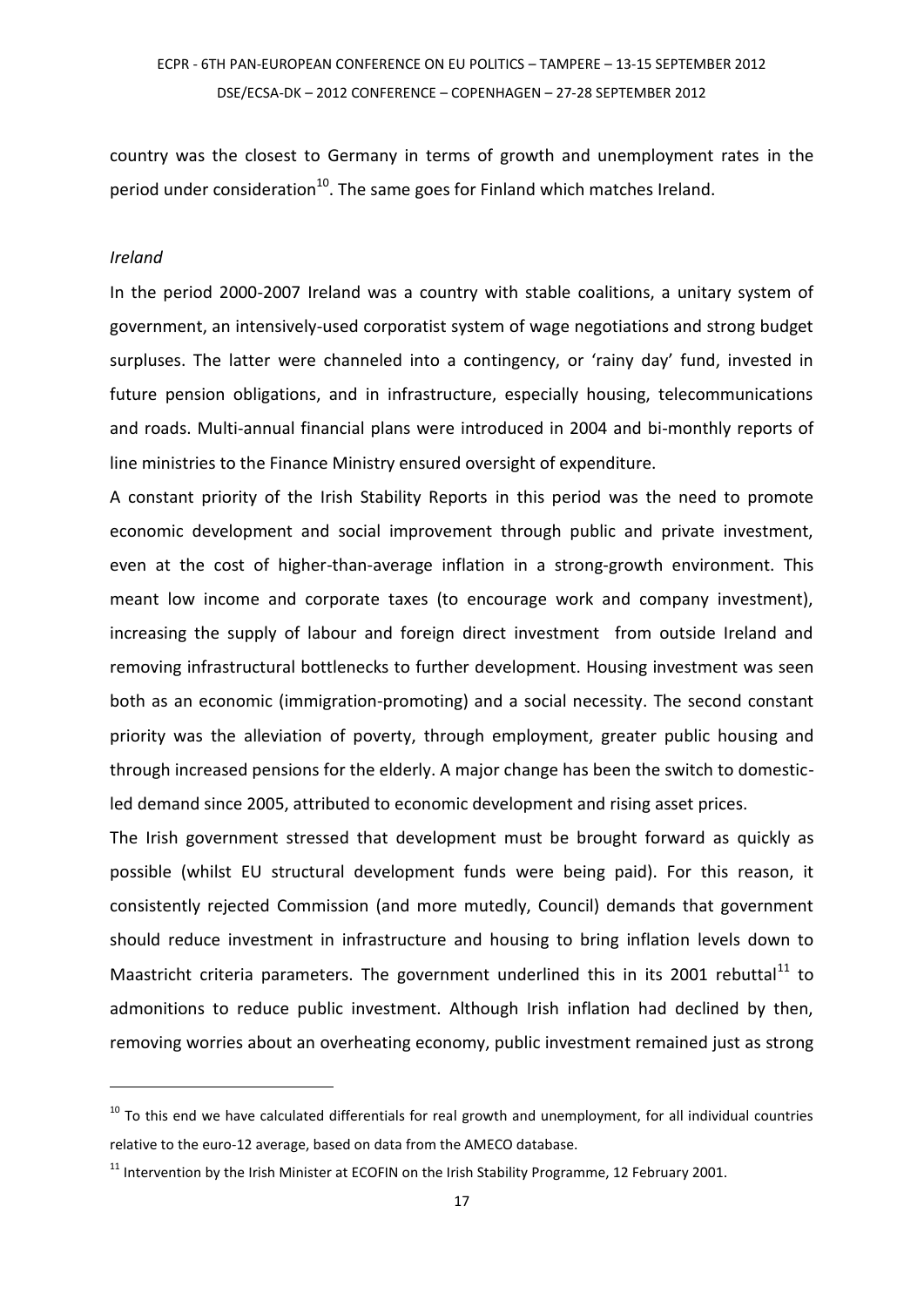country was the closest to Germany in terms of growth and unemployment rates in the period under consideration[10]. The same goes for Finland which matches Ireland.

### *Ireland*

In the period 2000-2007 Ireland was a country with stable coalitions, a unitary system of government, an intensively-used corporatist system of wage negotiations and strong budget surpluses. The latter were channeled into a contingency, or 'rainy day' fund, invested in future pension obligations, and in infrastructure, especially housing, telecommunications and roads. Multi-annual financial plans were introduced in 2004 and bi-monthly reports of line ministries to the Finance Ministry ensured oversight of expenditure.

A constant priority of the Irish Stability Reports in this period was the need to promote economic development and social improvement through public and private investment, even at the cost of higher-than-average inflation in a strong-growth environment. This meant low income and corporate taxes (to encourage work and company investment), increasing the supply of labour and foreign direct investment from outside Ireland and removing infrastructural bottlenecks to further development. Housing investment was seen both as an economic (immigration-promoting) and a social necessity. The second constant priority was the alleviation of poverty, through employment, greater public housing and through increased pensions for the elderly. A major change has been the switch to domestic-led demand since 2005, attributed to economic development and rising asset prices.

The Irish government stressed that development must be brought forward as quickly as possible (whilst EU structural development funds were being paid). For this reason, it consistently rejected Commission (and more mutedly, Council) demands that government should reduce investment in infrastructure and housing to bring inflation levels down to Maastricht criteria parameters. The government underlined this in its 2001 rebuttal[11] to admonitions to reduce public investment. Although Irish inflation had declined by then, removing worries about an overheating economy, public investment remained just as strong

---

[10] To this end we have calculated differentials for real growth and unemployment, for all individual countries relative to the euro-12 average, based on data from the AMECO database.

[11] Intervention by the Irish Minister at ECOFIN on the Irish Stability Programme, 12 February 2001.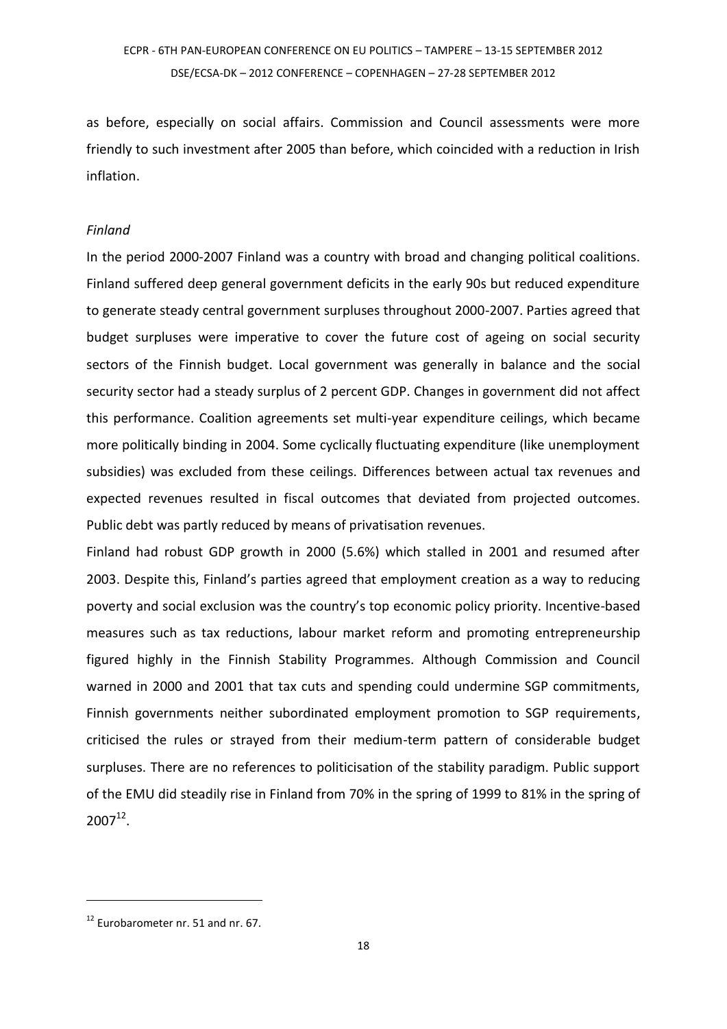as before, especially on social affairs. Commission and Council assessments were more friendly to such investment after 2005 than before, which coincided with a reduction in Irish inflation.

*Finland*

In the period 2000-2007 Finland was a country with broad and changing political coalitions. Finland suffered deep general government deficits in the early 90s but reduced expenditure to generate steady central government surpluses throughout 2000-2007. Parties agreed that budget surpluses were imperative to cover the future cost of ageing on social security sectors of the Finnish budget. Local government was generally in balance and the social security sector had a steady surplus of 2 percent GDP. Changes in government did not affect this performance. Coalition agreements set multi-year expenditure ceilings, which became more politically binding in 2004. Some cyclically fluctuating expenditure (like unemployment subsidies) was excluded from these ceilings. Differences between actual tax revenues and expected revenues resulted in fiscal outcomes that deviated from projected outcomes. Public debt was partly reduced by means of privatisation revenues.

Finland had robust GDP growth in 2000 (5.6%) which stalled in 2001 and resumed after 2003. Despite this, Finland's parties agreed that employment creation as a way to reducing poverty and social exclusion was the country's top economic policy priority. Incentive-based measures such as tax reductions, labour market reform and promoting entrepreneurship figured highly in the Finnish Stability Programmes. Although Commission and Council warned in 2000 and 2001 that tax cuts and spending could undermine SGP commitments, Finnish governments neither subordinated employment promotion to SGP requirements, criticised the rules or strayed from their medium-term pattern of considerable budget surpluses. There are no references to politicisation of the stability paradigm. Public support of the EMU did steadily rise in Finland from 70% in the spring of 1999 to 81% in the spring of 2007[12].

---

[12] Eurobarometer nr. 51 and nr. 67.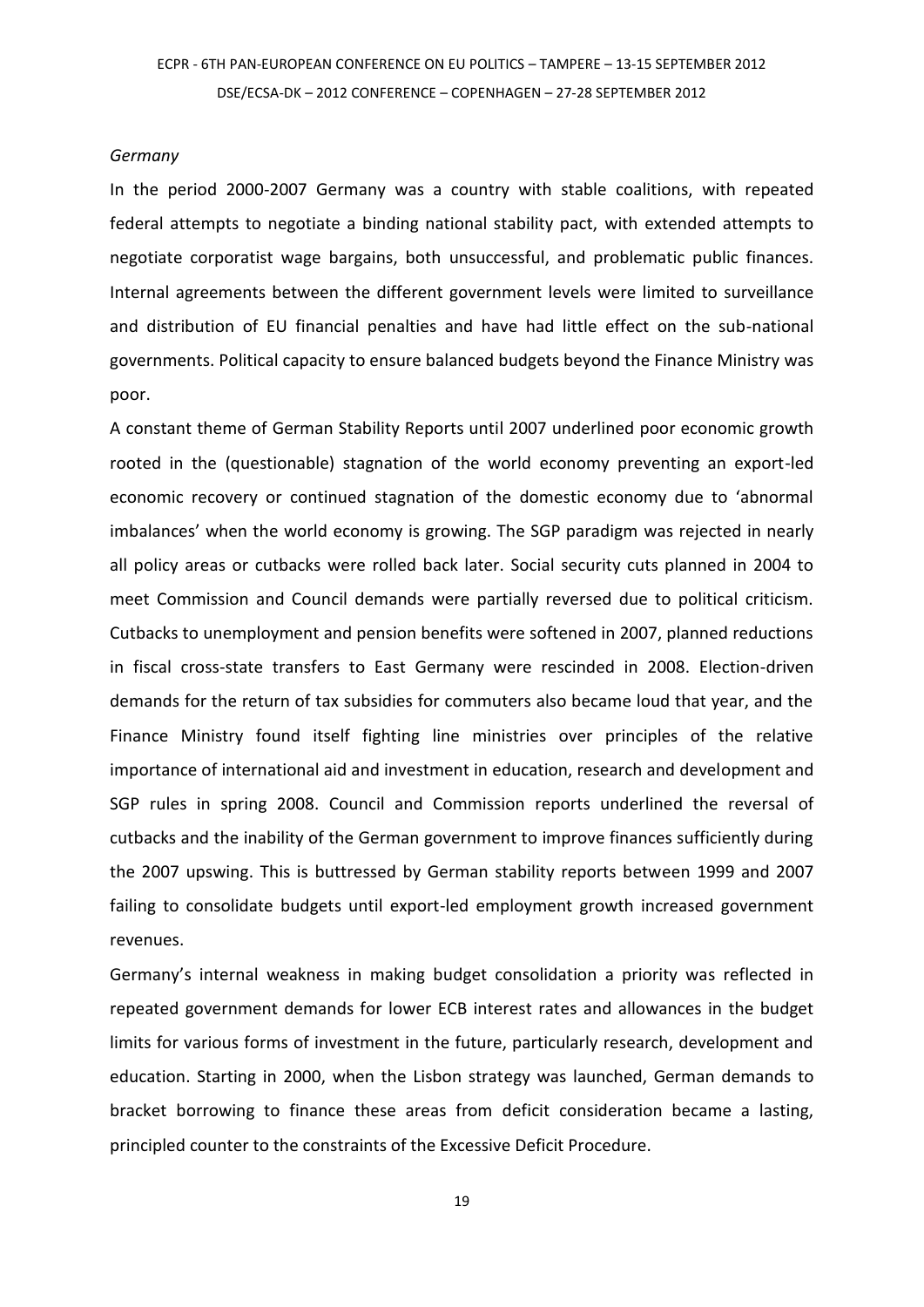*Germany*

In the period 2000-2007 Germany was a country with stable coalitions, with repeated federal attempts to negotiate a binding national stability pact, with extended attempts to negotiate corporatist wage bargains, both unsuccessful, and problematic public finances. Internal agreements between the different government levels were limited to surveillance and distribution of EU financial penalties and have had little effect on the sub-national governments. Political capacity to ensure balanced budgets beyond the Finance Ministry was poor.

A constant theme of German Stability Reports until 2007 underlined poor economic growth rooted in the (questionable) stagnation of the world economy preventing an export-led economic recovery or continued stagnation of the domestic economy due to 'abnormal imbalances' when the world economy is growing. The SGP paradigm was rejected in nearly all policy areas or cutbacks were rolled back later. Social security cuts planned in 2004 to meet Commission and Council demands were partially reversed due to political criticism. Cutbacks to unemployment and pension benefits were softened in 2007, planned reductions in fiscal cross-state transfers to East Germany were rescinded in 2008. Election-driven demands for the return of tax subsidies for commuters also became loud that year, and the Finance Ministry found itself fighting line ministries over principles of the relative importance of international aid and investment in education, research and development and SGP rules in spring 2008. Council and Commission reports underlined the reversal of cutbacks and the inability of the German government to improve finances sufficiently during the 2007 upswing. This is buttressed by German stability reports between 1999 and 2007 failing to consolidate budgets until export-led employment growth increased government revenues.

Germany's internal weakness in making budget consolidation a priority was reflected in repeated government demands for lower ECB interest rates and allowances in the budget limits for various forms of investment in the future, particularly research, development and education. Starting in 2000, when the Lisbon strategy was launched, German demands to bracket borrowing to finance these areas from deficit consideration became a lasting, principled counter to the constraints of the Excessive Deficit Procedure.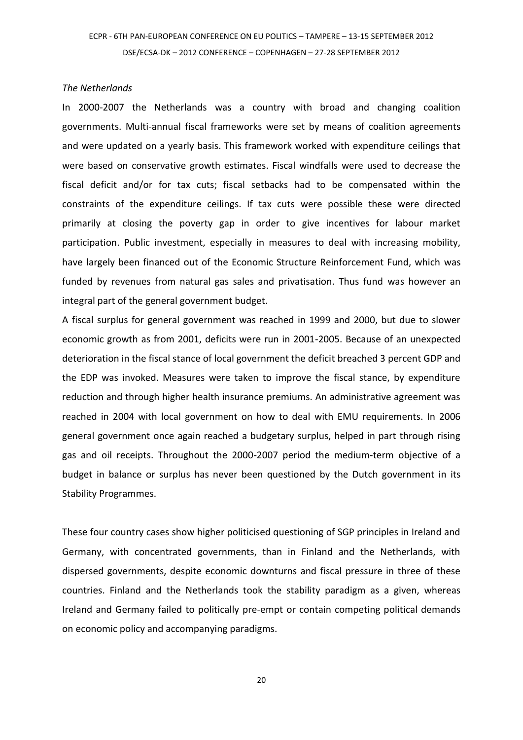*The Netherlands*

In 2000-2007 the Netherlands was a country with broad and changing coalition governments. Multi-annual fiscal frameworks were set by means of coalition agreements and were updated on a yearly basis. This framework worked with expenditure ceilings that were based on conservative growth estimates. Fiscal windfalls were used to decrease the fiscal deficit and/or for tax cuts; fiscal setbacks had to be compensated within the constraints of the expenditure ceilings. If tax cuts were possible these were directed primarily at closing the poverty gap in order to give incentives for labour market participation. Public investment, especially in measures to deal with increasing mobility, have largely been financed out of the Economic Structure Reinforcement Fund, which was funded by revenues from natural gas sales and privatisation. Thus fund was however an integral part of the general government budget.

A fiscal surplus for general government was reached in 1999 and 2000, but due to slower economic growth as from 2001, deficits were run in 2001-2005. Because of an unexpected deterioration in the fiscal stance of local government the deficit breached 3 percent GDP and the EDP was invoked. Measures were taken to improve the fiscal stance, by expenditure reduction and through higher health insurance premiums. An administrative agreement was reached in 2004 with local government on how to deal with EMU requirements. In 2006 general government once again reached a budgetary surplus, helped in part through rising gas and oil receipts. Throughout the 2000-2007 period the medium-term objective of a budget in balance or surplus has never been questioned by the Dutch government in its Stability Programmes.

These four country cases show higher politicised questioning of SGP principles in Ireland and Germany, with concentrated governments, than in Finland and the Netherlands, with dispersed governments, despite economic downturns and fiscal pressure in three of these countries. Finland and the Netherlands took the stability paradigm as a given, whereas Ireland and Germany failed to politically pre-empt or contain competing political demands on economic policy and accompanying paradigms.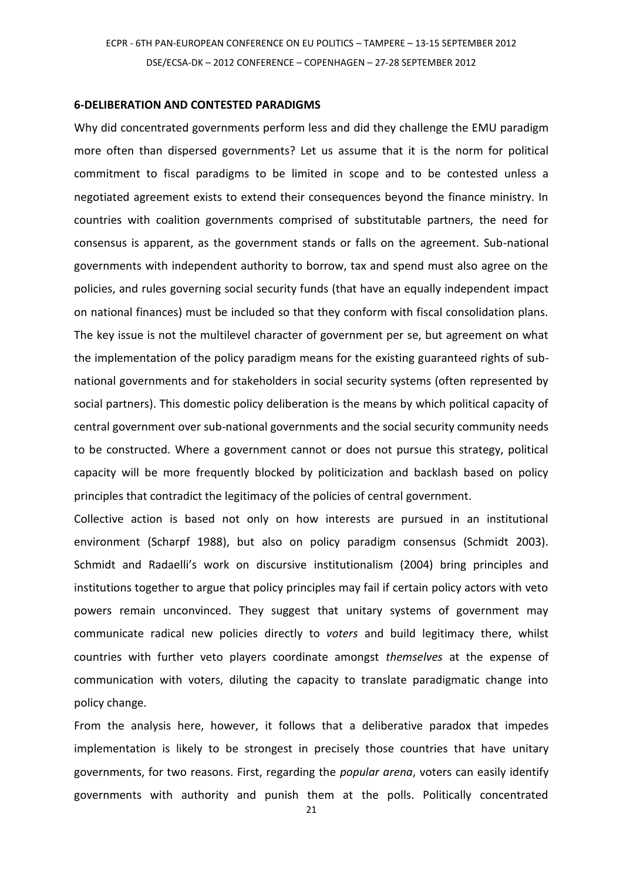## 6-DELIBERATION AND CONTESTED PARADIGMS

Why did concentrated governments perform less and did they challenge the EMU paradigm more often than dispersed governments? Let us assume that it is the norm for political commitment to fiscal paradigms to be limited in scope and to be contested unless a negotiated agreement exists to extend their consequences beyond the finance ministry. In countries with coalition governments comprised of substitutable partners, the need for consensus is apparent, as the government stands or falls on the agreement. Sub-national governments with independent authority to borrow, tax and spend must also agree on the policies, and rules governing social security funds (that have an equally independent impact on national finances) must be included so that they conform with fiscal consolidation plans. The key issue is not the multilevel character of government per se, but agreement on what the implementation of the policy paradigm means for the existing guaranteed rights of sub-national governments and for stakeholders in social security systems (often represented by social partners). This domestic policy deliberation is the means by which political capacity of central government over sub-national governments and the social security community needs to be constructed. Where a government cannot or does not pursue this strategy, political capacity will be more frequently blocked by politicization and backlash based on policy principles that contradict the legitimacy of the policies of central government.

Collective action is based not only on how interests are pursued in an institutional environment (Scharpf 1988), but also on policy paradigm consensus (Schmidt 2003). Schmidt and Radaelli's work on discursive institutionalism (2004) bring principles and institutions together to argue that policy principles may fail if certain policy actors with veto powers remain unconvinced. They suggest that unitary systems of government may communicate radical new policies directly to *voters* and build legitimacy there, whilst countries with further veto players coordinate amongst *themselves* at the expense of communication with voters, diluting the capacity to translate paradigmatic change into policy change.

From the analysis here, however, it follows that a deliberative paradox that impedes implementation is likely to be strongest in precisely those countries that have unitary governments, for two reasons. First, regarding the *popular arena*, voters can easily identify governments with authority and punish them at the polls. Politically concentrated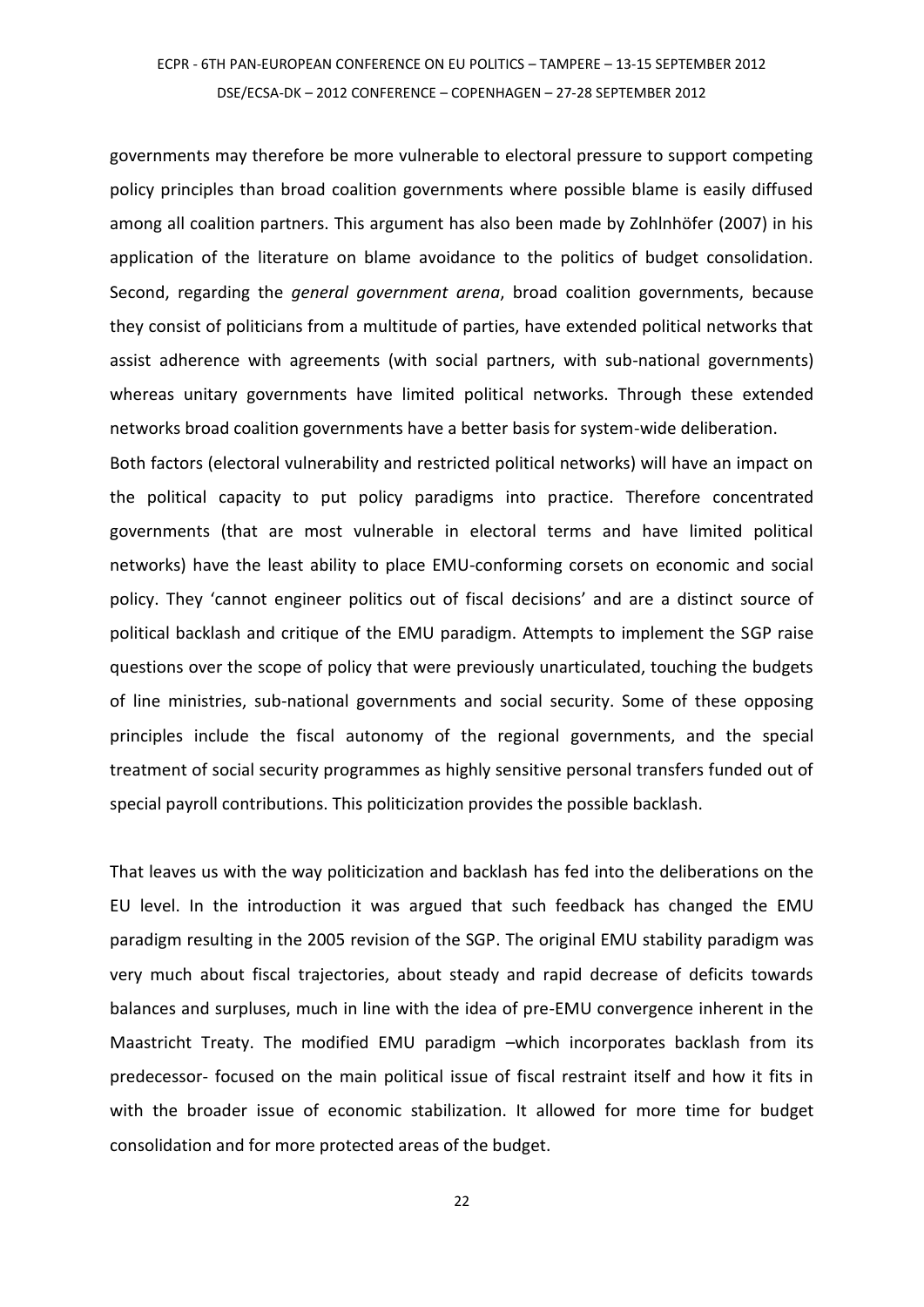governments may therefore be more vulnerable to electoral pressure to support competing policy principles than broad coalition governments where possible blame is easily diffused among all coalition partners. This argument has also been made by Zohlnhöfer (2007) in his application of the literature on blame avoidance to the politics of budget consolidation. Second, regarding the *general government arena*, broad coalition governments, because they consist of politicians from a multitude of parties, have extended political networks that assist adherence with agreements (with social partners, with sub-national governments) whereas unitary governments have limited political networks. Through these extended networks broad coalition governments have a better basis for system-wide deliberation.

Both factors (electoral vulnerability and restricted political networks) will have an impact on the political capacity to put policy paradigms into practice. Therefore concentrated governments (that are most vulnerable in electoral terms and have limited political networks) have the least ability to place EMU-conforming corsets on economic and social policy. They 'cannot engineer politics out of fiscal decisions' and are a distinct source of political backlash and critique of the EMU paradigm. Attempts to implement the SGP raise questions over the scope of policy that were previously unarticulated, touching the budgets of line ministries, sub-national governments and social security. Some of these opposing principles include the fiscal autonomy of the regional governments, and the special treatment of social security programmes as highly sensitive personal transfers funded out of special payroll contributions. This politicization provides the possible backlash.

That leaves us with the way politicization and backlash has fed into the deliberations on the EU level. In the introduction it was argued that such feedback has changed the EMU paradigm resulting in the 2005 revision of the SGP. The original EMU stability paradigm was very much about fiscal trajectories, about steady and rapid decrease of deficits towards balances and surpluses, much in line with the idea of pre-EMU convergence inherent in the Maastricht Treaty. The modified EMU paradigm –which incorporates backlash from its predecessor- focused on the main political issue of fiscal restraint itself and how it fits in with the broader issue of economic stabilization. It allowed for more time for budget consolidation and for more protected areas of the budget.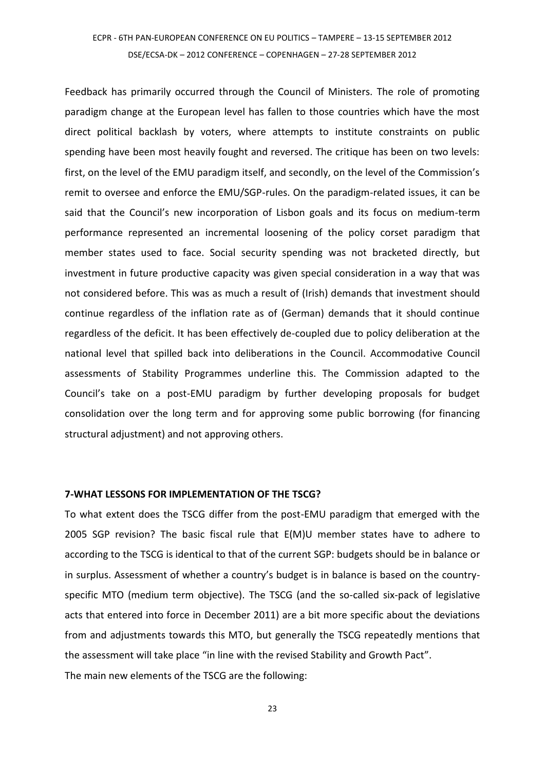Feedback has primarily occurred through the Council of Ministers. The role of promoting paradigm change at the European level has fallen to those countries which have the most direct political backlash by voters, where attempts to institute constraints on public spending have been most heavily fought and reversed. The critique has been on two levels: first, on the level of the EMU paradigm itself, and secondly, on the level of the Commission's remit to oversee and enforce the EMU/SGP-rules. On the paradigm-related issues, it can be said that the Council's new incorporation of Lisbon goals and its focus on medium-term performance represented an incremental loosening of the policy corset paradigm that member states used to face. Social security spending was not bracketed directly, but investment in future productive capacity was given special consideration in a way that was not considered before. This was as much a result of (Irish) demands that investment should continue regardless of the inflation rate as of (German) demands that it should continue regardless of the deficit. It has been effectively de-coupled due to policy deliberation at the national level that spilled back into deliberations in the Council. Accommodative Council assessments of Stability Programmes underline this. The Commission adapted to the Council's take on a post-EMU paradigm by further developing proposals for budget consolidation over the long term and for approving some public borrowing (for financing structural adjustment) and not approving others.

## 7-WHAT LESSONS FOR IMPLEMENTATION OF THE TSCG?

To what extent does the TSCG differ from the post-EMU paradigm that emerged with the 2005 SGP revision? The basic fiscal rule that E(M)U member states have to adhere to according to the TSCG is identical to that of the current SGP: budgets should be in balance or in surplus. Assessment of whether a country's budget is in balance is based on the country-specific MTO (medium term objective). The TSCG (and the so-called six-pack of legislative acts that entered into force in December 2011) are a bit more specific about the deviations from and adjustments towards this MTO, but generally the TSCG repeatedly mentions that the assessment will take place "in line with the revised Stability and Growth Pact".

The main new elements of the TSCG are the following: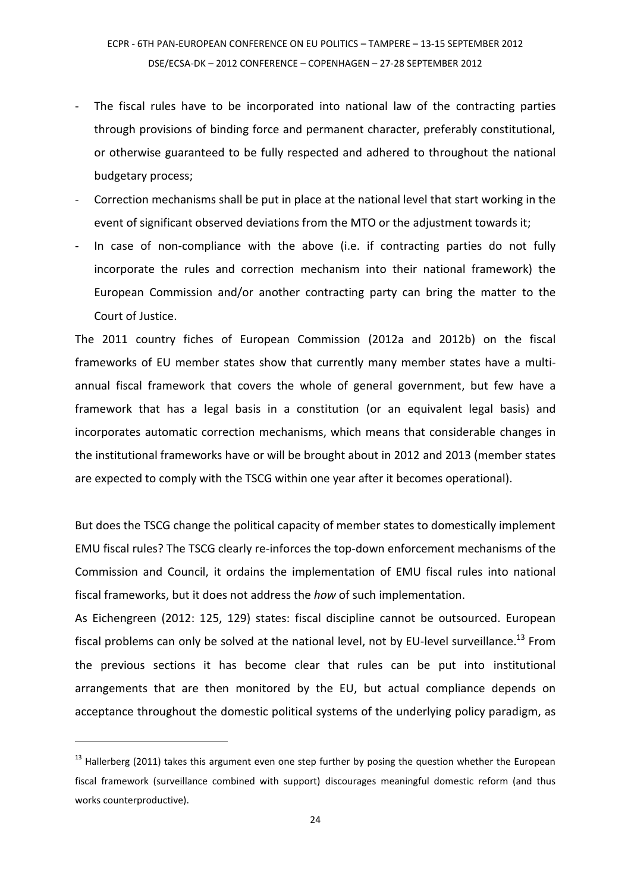- The fiscal rules have to be incorporated into national law of the contracting parties through provisions of binding force and permanent character, preferably constitutional, or otherwise guaranteed to be fully respected and adhered to throughout the national budgetary process;
- Correction mechanisms shall be put in place at the national level that start working in the event of significant observed deviations from the MTO or the adjustment towards it;
- In case of non-compliance with the above (i.e. if contracting parties do not fully incorporate the rules and correction mechanism into their national framework) the European Commission and/or another contracting party can bring the matter to the Court of Justice.

The 2011 country fiches of European Commission (2012a and 2012b) on the fiscal frameworks of EU member states show that currently many member states have a multi-annual fiscal framework that covers the whole of general government, but few have a framework that has a legal basis in a constitution (or an equivalent legal basis) and incorporates automatic correction mechanisms, which means that considerable changes in the institutional frameworks have or will be brought about in 2012 and 2013 (member states are expected to comply with the TSCG within one year after it becomes operational).

But does the TSCG change the political capacity of member states to domestically implement EMU fiscal rules? The TSCG clearly re-inforces the top-down enforcement mechanisms of the Commission and Council, it ordains the implementation of EMU fiscal rules into national fiscal frameworks, but it does not address the *how* of such implementation.

As Eichengreen (2012: 125, 129) states: fiscal discipline cannot be outsourced. European fiscal problems can only be solved at the national level, not by EU-level surveillance.[13] From the previous sections it has become clear that rules can be put into institutional arrangements that are then monitored by the EU, but actual compliance depends on acceptance throughout the domestic political systems of the underlying policy paradigm, as

[13] Hallerberg (2011) takes this argument even one step further by posing the question whether the European fiscal framework (surveillance combined with support) discourages meaningful domestic reform (and thus works counterproductive).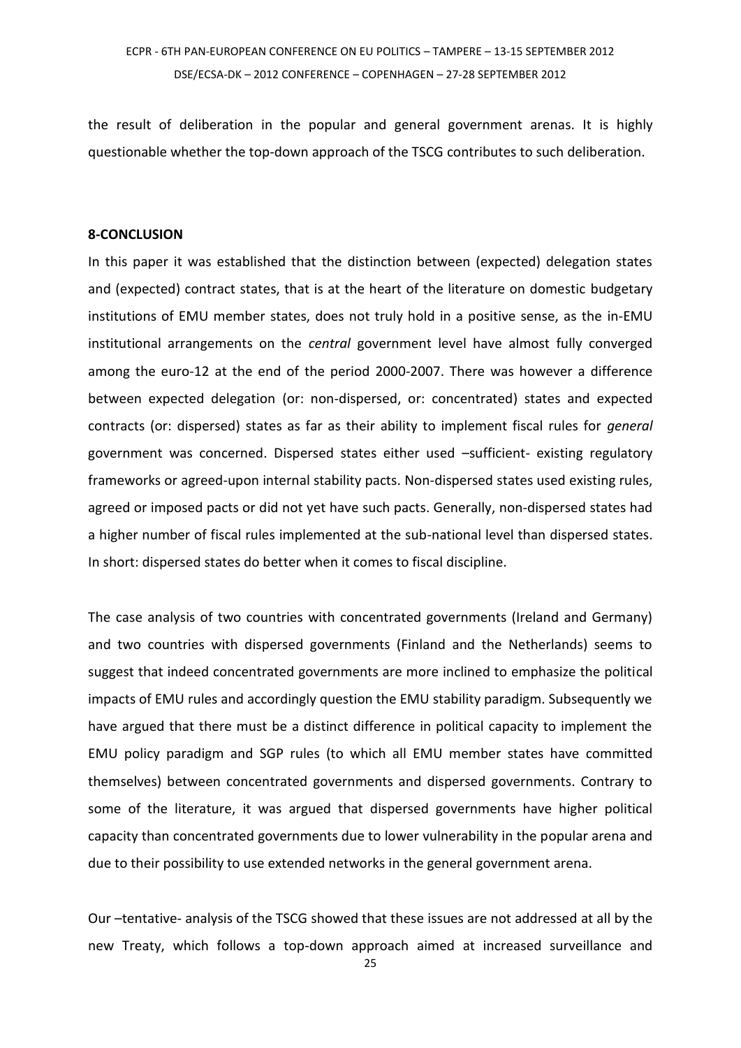the result of deliberation in the popular and general government arenas. It is highly questionable whether the top-down approach of the TSCG contributes to such deliberation.

## 8-CONCLUSION

In this paper it was established that the distinction between (expected) delegation states and (expected) contract states, that is at the heart of the literature on domestic budgetary institutions of EMU member states, does not truly hold in a positive sense, as the in-EMU institutional arrangements on the *central* government level have almost fully converged among the euro-12 at the end of the period 2000-2007. There was however a difference between expected delegation (or: non-dispersed, or: concentrated) states and expected contracts (or: dispersed) states as far as their ability to implement fiscal rules for *general* government was concerned. Dispersed states either used –sufficient- existing regulatory frameworks or agreed-upon internal stability pacts. Non-dispersed states used existing rules, agreed or imposed pacts or did not yet have such pacts. Generally, non-dispersed states had a higher number of fiscal rules implemented at the sub-national level than dispersed states. In short: dispersed states do better when it comes to fiscal discipline.

The case analysis of two countries with concentrated governments (Ireland and Germany) and two countries with dispersed governments (Finland and the Netherlands) seems to suggest that indeed concentrated governments are more inclined to emphasize the political impacts of EMU rules and accordingly question the EMU stability paradigm. Subsequently we have argued that there must be a distinct difference in political capacity to implement the EMU policy paradigm and SGP rules (to which all EMU member states have committed themselves) between concentrated governments and dispersed governments. Contrary to some of the literature, it was argued that dispersed governments have higher political capacity than concentrated governments due to lower vulnerability in the popular arena and due to their possibility to use extended networks in the general government arena.

Our –tentative- analysis of the TSCG showed that these issues are not addressed at all by the new Treaty, which follows a top-down approach aimed at increased surveillance and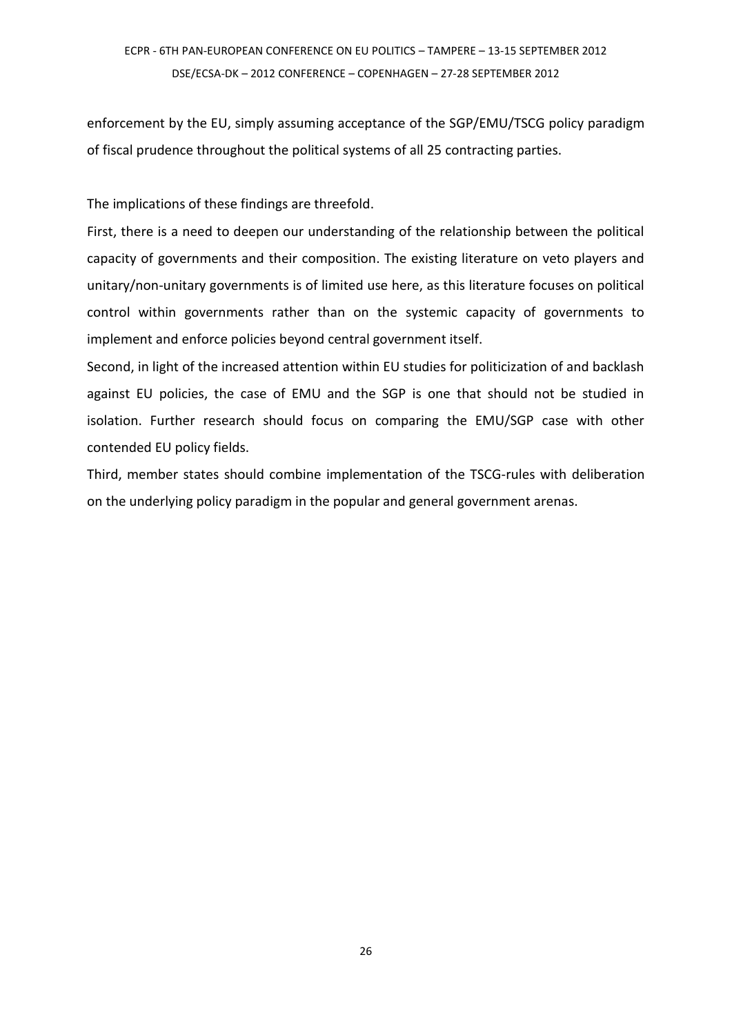enforcement by the EU, simply assuming acceptance of the SGP/EMU/TSCG policy paradigm of fiscal prudence throughout the political systems of all 25 contracting parties.

The implications of these findings are threefold.

First, there is a need to deepen our understanding of the relationship between the political capacity of governments and their composition. The existing literature on veto players and unitary/non-unitary governments is of limited use here, as this literature focuses on political control within governments rather than on the systemic capacity of governments to implement and enforce policies beyond central government itself.

Second, in light of the increased attention within EU studies for politicization of and backlash against EU policies, the case of EMU and the SGP is one that should not be studied in isolation. Further research should focus on comparing the EMU/SGP case with other contended EU policy fields.

Third, member states should combine implementation of the TSCG-rules with deliberation on the underlying policy paradigm in the popular and general government arenas.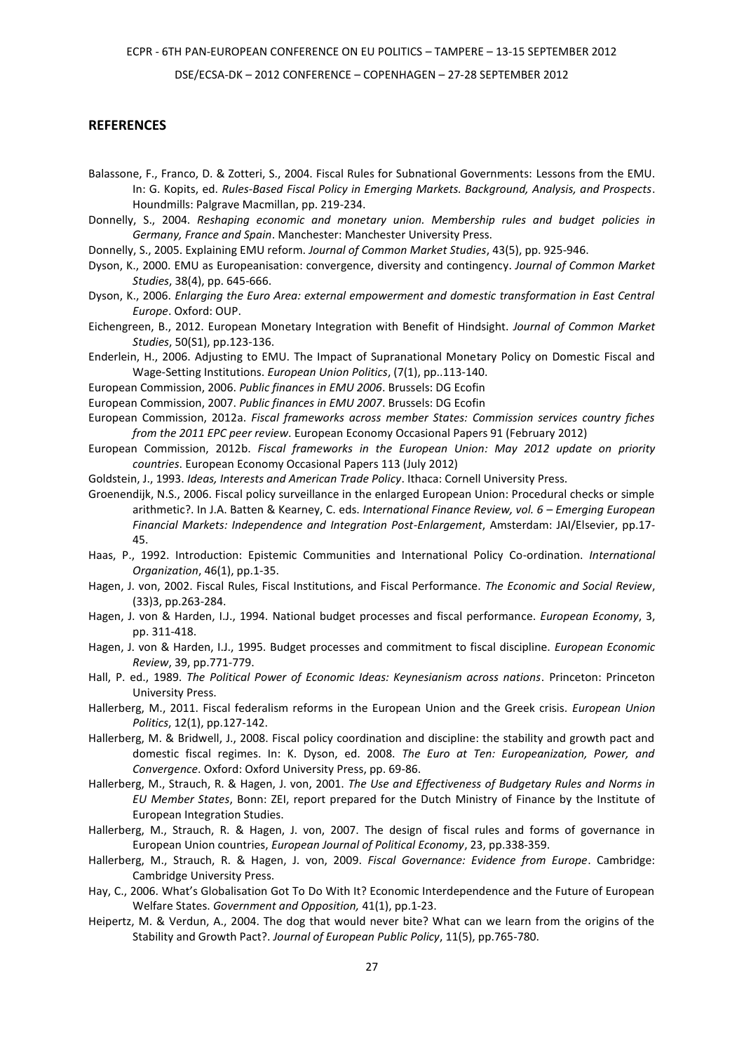## REFERENCES

Balassone, F., Franco, D. & Zotteri, S., 2004. Fiscal Rules for Subnational Governments: Lessons from the EMU. In: G. Kopits, ed. *Rules-Based Fiscal Policy in Emerging Markets. Background, Analysis, and Prospects*. Houndmills: Palgrave Macmillan, pp. 219-234.

Donnelly, S., 2004. *Reshaping economic and monetary union. Membership rules and budget policies in Germany, France and Spain*. Manchester: Manchester University Press.

Donnelly, S., 2005. Explaining EMU reform. *Journal of Common Market Studies*, 43(5), pp. 925-946.

Dyson, K., 2000. EMU as Europeanisation: convergence, diversity and contingency. *Journal of Common Market Studies*, 38(4), pp. 645-666.

Dyson, K., 2006. *Enlarging the Euro Area: external empowerment and domestic transformation in East Central Europe*. Oxford: OUP.

Eichengreen, B., 2012. European Monetary Integration with Benefit of Hindsight. *Journal of Common Market Studies*, 50(S1), pp.123-136.

Enderlein, H., 2006. Adjusting to EMU. The Impact of Supranational Monetary Policy on Domestic Fiscal and Wage-Setting Institutions. *European Union Politics*, (7(1), pp..113-140.

European Commission, 2006. *Public finances in EMU 2006*. Brussels: DG Ecofin

European Commission, 2007. *Public finances in EMU 2007*. Brussels: DG Ecofin

European Commission, 2012a. *Fiscal frameworks across member States: Commission services country fiches from the 2011 EPC peer review*. European Economy Occasional Papers 91 (February 2012)

European Commission, 2012b. *Fiscal frameworks in the European Union: May 2012 update on priority countries*. European Economy Occasional Papers 113 (July 2012)

Goldstein, J., 1993. *Ideas, Interests and American Trade Policy*. Ithaca: Cornell University Press.

Groenendijk, N.S., 2006. Fiscal policy surveillance in the enlarged European Union: Procedural checks or simple arithmetic?. In J.A. Batten & Kearney, C. eds. *International Finance Review, vol. 6 – Emerging European Financial Markets: Independence and Integration Post-Enlargement*, Amsterdam: JAI/Elsevier, pp.17-45.

Haas, P., 1992. Introduction: Epistemic Communities and International Policy Co-ordination. *International Organization*, 46(1), pp.1-35.

Hagen, J. von, 2002. Fiscal Rules, Fiscal Institutions, and Fiscal Performance. *The Economic and Social Review*, (33)3, pp.263-284.

Hagen, J. von & Harden, I.J., 1994. National budget processes and fiscal performance. *European Economy*, 3, pp. 311-418.

Hagen, J. von & Harden, I.J., 1995. Budget processes and commitment to fiscal discipline. *European Economic Review*, 39, pp.771-779.

Hall, P. ed., 1989. *The Political Power of Economic Ideas: Keynesianism across nations*. Princeton: Princeton University Press.

Hallerberg, M., 2011. Fiscal federalism reforms in the European Union and the Greek crisis. *European Union Politics*, 12(1), pp.127-142.

Hallerberg, M. & Bridwell, J., 2008. Fiscal policy coordination and discipline: the stability and growth pact and domestic fiscal regimes. In: K. Dyson, ed. 2008. *The Euro at Ten: Europeanization, Power, and Convergence*. Oxford: Oxford University Press, pp. 69-86.

Hallerberg, M., Strauch, R. & Hagen, J. von, 2001. *The Use and Effectiveness of Budgetary Rules and Norms in EU Member States*, Bonn: ZEI, report prepared for the Dutch Ministry of Finance by the Institute of European Integration Studies.

Hallerberg, M., Strauch, R. & Hagen, J. von, 2007. The design of fiscal rules and forms of governance in European Union countries, *European Journal of Political Economy*, 23, pp.338-359.

Hallerberg, M., Strauch, R. & Hagen, J. von, 2009. *Fiscal Governance: Evidence from Europe*. Cambridge: Cambridge University Press.

Hay, C., 2006. What's Globalisation Got To Do With It? Economic Interdependence and the Future of European Welfare States. *Government and Opposition,* 41(1), pp.1-23.

Heipertz, M. & Verdun, A., 2004. The dog that would never bite? What can we learn from the origins of the Stability and Growth Pact?. *Journal of European Public Policy*, 11(5), pp.765-780.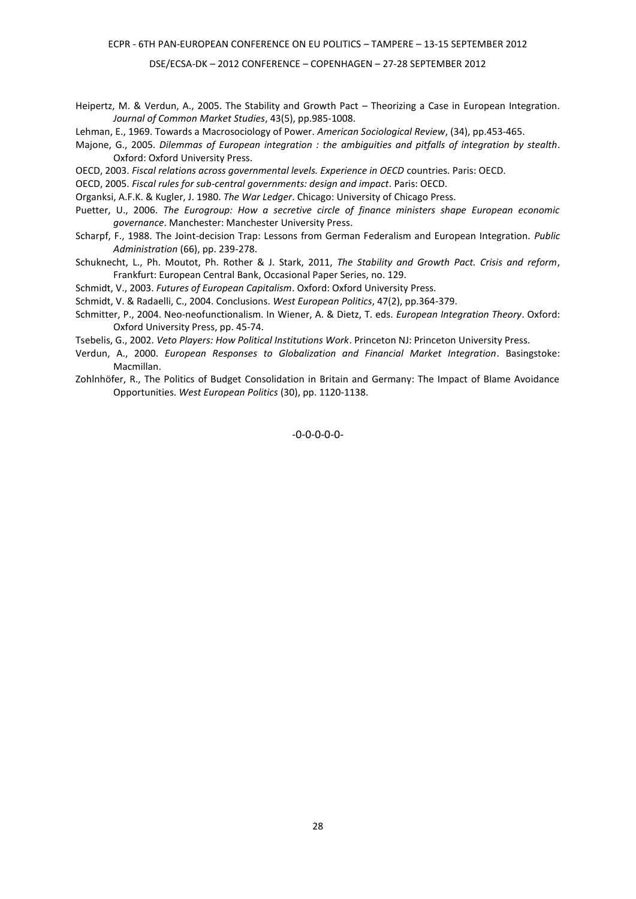Heipertz, M. & Verdun, A., 2005. The Stability and Growth Pact – Theorizing a Case in European Integration. *Journal of Common Market Studies*, 43(5), pp.985-1008.

Lehman, E., 1969. Towards a Macrosociology of Power. *American Sociological Review*, (34), pp.453-465.

Majone, G., 2005. *Dilemmas of European integration : the ambiguities and pitfalls of integration by stealth*. Oxford: Oxford University Press.

OECD, 2003. *Fiscal relations across governmental levels. Experience in OECD* countries. Paris: OECD.

OECD, 2005. *Fiscal rules for sub-central governments: design and impact*. Paris: OECD.

Organksi, A.F.K. & Kugler, J. 1980. *The War Ledger*. Chicago: University of Chicago Press.

Puetter, U., 2006. *The Eurogroup: How a secretive circle of finance ministers shape European economic governance*. Manchester: Manchester University Press.

Scharpf, F., 1988. The Joint-decision Trap: Lessons from German Federalism and European Integration. *Public Administration* (66), pp. 239-278.

Schuknecht, L., Ph. Moutot, Ph. Rother & J. Stark, 2011, *The Stability and Growth Pact. Crisis and reform*, Frankfurt: European Central Bank, Occasional Paper Series, no. 129.

Schmidt, V., 2003. *Futures of European Capitalism*. Oxford: Oxford University Press.

Schmidt, V. & Radaelli, C., 2004. Conclusions. *West European Politics*, 47(2), pp.364-379.

Schmitter, P., 2004. Neo-neofunctionalism. In Wiener, A. & Dietz, T. eds. *European Integration Theory*. Oxford: Oxford University Press, pp. 45-74.

Tsebelis, G., 2002. *Veto Players: How Political Institutions Work*. Princeton NJ: Princeton University Press.

Verdun, A., 2000. *European Responses to Globalization and Financial Market Integration*. Basingstoke: Macmillan.

Zohlnhöfer, R., The Politics of Budget Consolidation in Britain and Germany: The Impact of Blame Avoidance Opportunities. *West European Politics* (30), pp. 1120-1138.

-0-0-0-0-0-